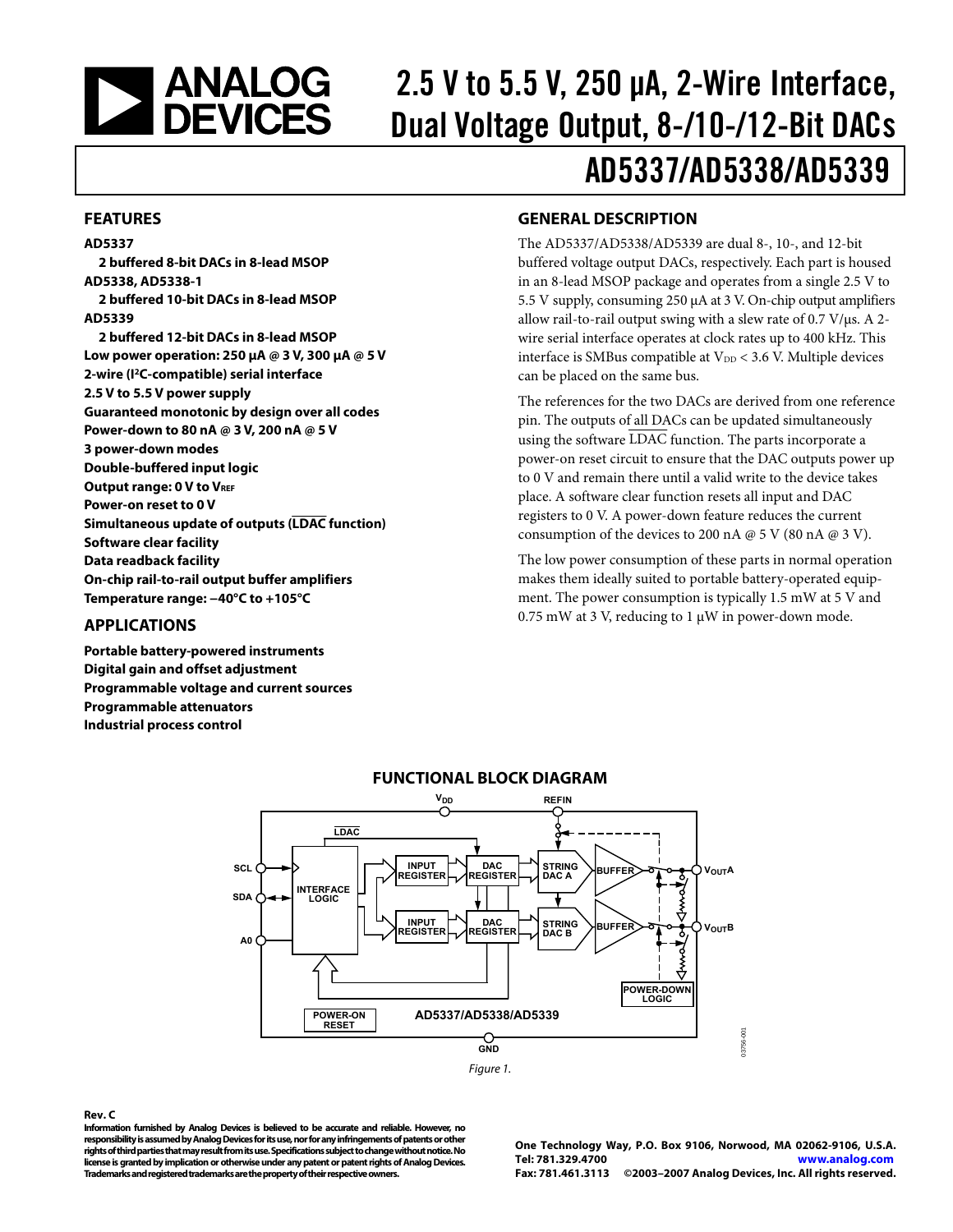# 2.5 V to 5.5 V, 250 μA, 2-Wire Interface, Dual Voltage Output, 8-/10-/12-Bit DACs

# AD5337/AD5338/AD5339

## FEATURES

**AD5337**

**2 buffered 8-bit DACs in 8-lead MSOP**

**AD5338, AD5338-1**

**2 buffered 10-bit DACs in 8-lead MSOP**

**AD5339**

**2 buffered 12-bit DACs in 8-lead MSOP**

**Low power operation: 250 μA @ 3 V, 300 μA @ 5 V**

**2-wire (I²C-compatible) serial interface**

**2.5 V to 5.5 V power supply**

**Guaranteed monotonic by design over all codes**

**Power-down to 80 nA @ 3 V, 200 nA @ 5 V**

**3 power-down modes**

**Double-buffered input logic**

**Output range: 0 V to $V_{REF}$**

**Power-on reset to 0 V**

**Simultaneous update of outputs ($\overline{\text{LDAC}}$ function)**

**Software clear facility**

**Data readback facility**

**On-chip rail-to-rail output buffer amplifiers**

**Temperature range: −40°C to +105°C**

## APPLICATIONS

**Portable battery-powered instruments**

**Digital gain and offset adjustment**

**Programmable voltage and current sources**

**Programmable attenuators**

**Industrial process control**

## GENERAL DESCRIPTION

The AD5337/AD5338/AD5339 are dual 8-, 10-, and 12-bit buffered voltage output DACs, respectively. Each part is housed in an 8-lead MSOP package and operates from a single 2.5 V to 5.5 V supply, consuming 250 μA at 3 V. On-chip output amplifiers allow rail-to-rail output swing with a slew rate of 0.7 V/μs. A 2-wire serial interface operates at clock rates up to 400 kHz. This interface is SMBus compatible at $V_{DD}$ < 3.6 V. Multiple devices can be placed on the same bus.

The references for the two DACs are derived from one reference pin. The outputs of all DACs can be updated simultaneously using the software $\overline{\text{LDAC}}$ function. The parts incorporate a power-on reset circuit to ensure that the DAC outputs power up to 0 V and remain there until a valid write to the device takes place. A software clear function resets all input and DAC registers to 0 V. A power-down feature reduces the current consumption of the devices to 200 nA @ 5 V (80 nA @ 3 V).

The low power consumption of these parts in normal operation makes them ideally suited to portable battery-operated equipment. The power consumption is typically 1.5 mW at 5 V and 0.75 mW at 3 V, reducing to 1 μW in power-down mode.

## FUNCTIONAL BLOCK DIAGRAM

Figure 1.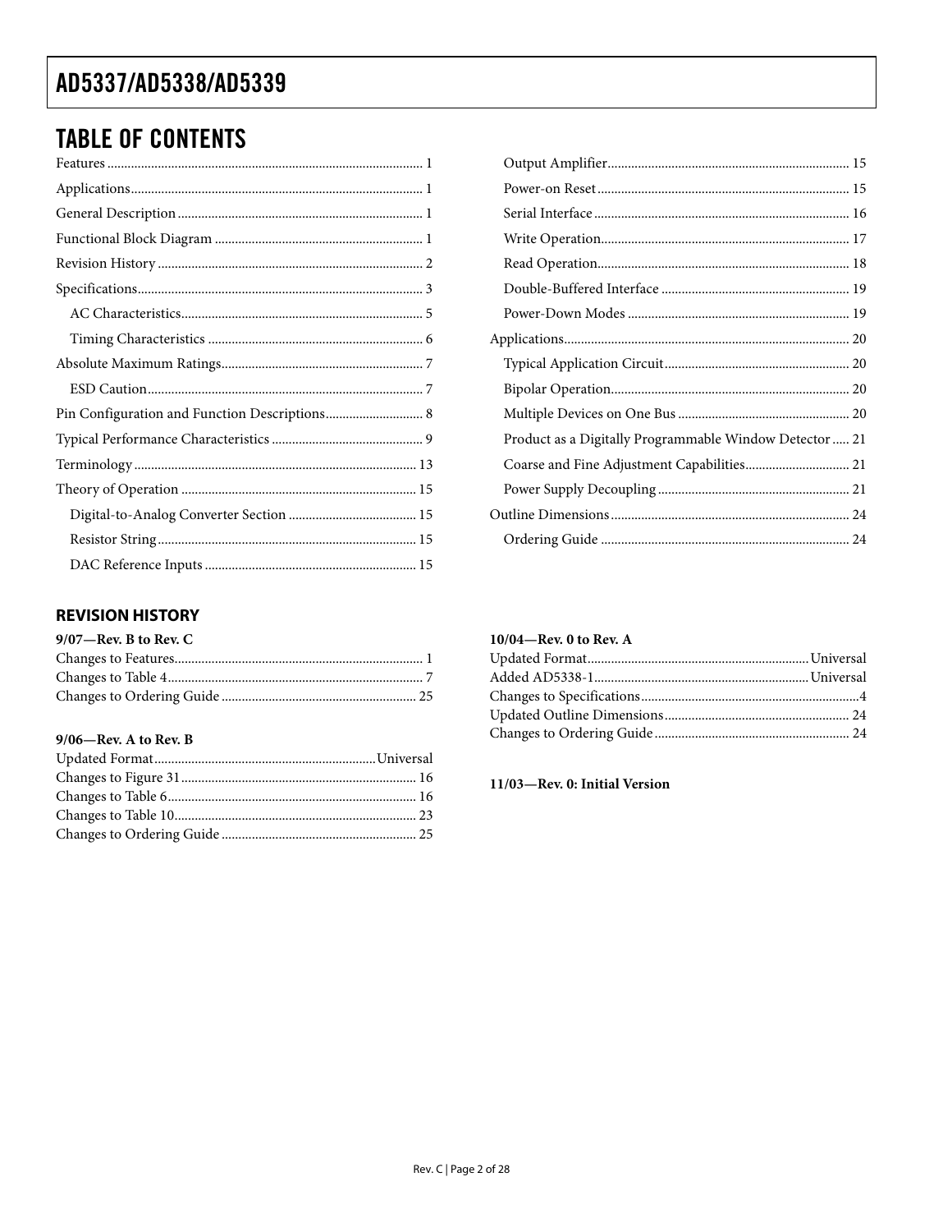## TABLE OF CONTENTS

Features .......... 1
Applications .......... 1
General Description .......... 1
Functional Block Diagram .......... 1
Revision History .......... 2
Specifications .......... 3
  AC Characteristics .......... 5
  Timing Characteristics .......... 6
Absolute Maximum Ratings .......... 7
  ESD Caution .......... 7
Pin Configuration and Function Descriptions .......... 8
Typical Performance Characteristics .......... 9
Terminology .......... 13
Theory of Operation .......... 15
  Digital-to-Analog Converter Section .......... 15
  Resistor String .......... 15
  DAC Reference Inputs .......... 15
  Output Amplifier .......... 15
  Power-on Reset .......... 15
  Serial Interface .......... 16
  Write Operation .......... 17
  Read Operation .......... 18
  Double-Buffered Interface .......... 19
  Power-Down Modes .......... 19
Applications .......... 20
  Typical Application Circuit .......... 20
  Bipolar Operation .......... 20
  Multiple Devices on One Bus .......... 20
  Product as a Digitally Programmable Window Detector .......... 21
  Coarse and Fine Adjustment Capabilities .......... 21
  Power Supply Decoupling .......... 21
Outline Dimensions .......... 24
  Ordering Guide .......... 24

### REVISION HISTORY

**9/07—Rev. B to Rev. C**

Changes to Features .......... 1
Changes to Table 4 .......... 7
Changes to Ordering Guide .......... 25

**9/06—Rev. A to Rev. B**

Updated Format .......... Universal
Changes to Figure 31 .......... 16
Changes to Table 6 .......... 16
Changes to Table 10 .......... 23
Changes to Ordering Guide .......... 25

**10/04—Rev. 0 to Rev. A**

Updated Format .......... Universal
Added AD5338-1 .......... Universal
Changes to Specifications .......... 4
Updated Outline Dimensions .......... 24
Changes to Ordering Guide .......... 24

**11/03—Rev. 0: Initial Version**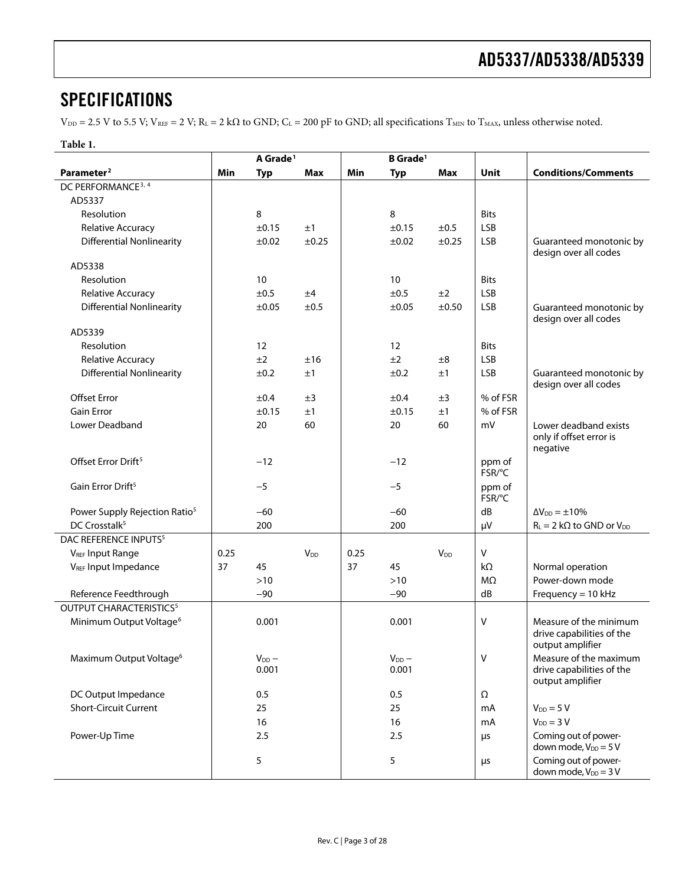## SPECIFICATIONS

$V_{DD}$ = 2.5 V to 5.5 V; $V_{REF}$ = 2 V; $R_L$ = 2 kΩ to GND; $C_L$ = 200 pF to GND; all specifications $T_{MIN}$ to $T_{MAX}$, unless otherwise noted.

**Table 1.**

| | A Grade[1] | | | B Grade[1] | | | | |
|---|---|---|---|---|---|---|---|---|
| **Parameter[2]** | **Min** | **Typ** | **Max** | **Min** | **Typ** | **Max** | **Unit** | **Conditions/Comments** |
| DC PERFORMANCE[3, 4] | | | | | | | | |
| AD5337 | | | | | | | | |
| Resolution | | 8 | | | 8 | | Bits | |
| Relative Accuracy | | ±0.15 | ±1 | | ±0.15 | ±0.5 | LSB | |
| Differential Nonlinearity | | ±0.02 | ±0.25 | | ±0.02 | ±0.25 | LSB | Guaranteed monotonic by design over all codes |
| AD5338 | | | | | | | | |
| Resolution | | 10 | | | 10 | | Bits | |
| Relative Accuracy | | ±0.5 | ±4 | | ±0.5 | ±2 | LSB | |
| Differential Nonlinearity | | ±0.05 | ±0.5 | | ±0.05 | ±0.50 | LSB | Guaranteed monotonic by design over all codes |
| AD5339 | | | | | | | | |
| Resolution | | 12 | | | 12 | | Bits | |
| Relative Accuracy | | ±2 | ±16 | | ±2 | ±8 | LSB | |
| Differential Nonlinearity | | ±0.2 | ±1 | | ±0.2 | ±1 | LSB | Guaranteed monotonic by design over all codes |
| Offset Error | | ±0.4 | ±3 | | ±0.4 | ±3 | % of FSR | |
| Gain Error | | ±0.15 | ±1 | | ±0.15 | ±1 | % of FSR | |
| Lower Deadband | | 20 | 60 | | 20 | 60 | mV | Lower deadband exists only if offset error is negative |
| Offset Error Drift[5] | | −12 | | | −12 | | ppm of FSR/°C | |
| Gain Error Drift[5] | | −5 | | | −5 | | ppm of FSR/°C | |
| Power Supply Rejection Ratio[5] | | −60 | | | −60 | | dB | $\Delta V_{DD}$ = ±10% |
| DC Crosstalk[5] | | 200 | | | 200 | | μV | $R_L$ = 2 kΩ to GND or $V_{DD}$ |
| DAC REFERENCE INPUTS[5] | | | | | | | | |
| $V_{REF}$ Input Range | 0.25 | | $V_{DD}$ | 0.25 | | $V_{DD}$ | V | |
| $V_{REF}$ Input Impedance | 37 | 45 | | 37 | 45 | | kΩ | Normal operation |
| | | >10 | | | >10 | | MΩ | Power-down mode |
| Reference Feedthrough | | −90 | | | −90 | | dB | Frequency = 10 kHz |
| OUTPUT CHARACTERISTICS[5] | | | | | | | | |
| Minimum Output Voltage[6] | | 0.001 | | | 0.001 | | V | Measure of the minimum drive capabilities of the output amplifier |
| Maximum Output Voltage[6] | | $V_{DD}$ − 0.001 | | | $V_{DD}$ − 0.001 | | V | Measure of the maximum drive capabilities of the output amplifier |
| DC Output Impedance | | 0.5 | | | 0.5 | | Ω | |
| Short-Circuit Current | | 25 | | | 25 | | mA | $V_{DD}$ = 5 V |
| | | 16 | | | 16 | | mA | $V_{DD}$ = 3 V |
| Power-Up Time | | 2.5 | | | 2.5 | | μs | Coming out of power-down mode, $V_{DD}$ = 5 V |
| | | 5 | | | 5 | | μs | Coming out of power-down mode, $V_{DD}$ = 3 V |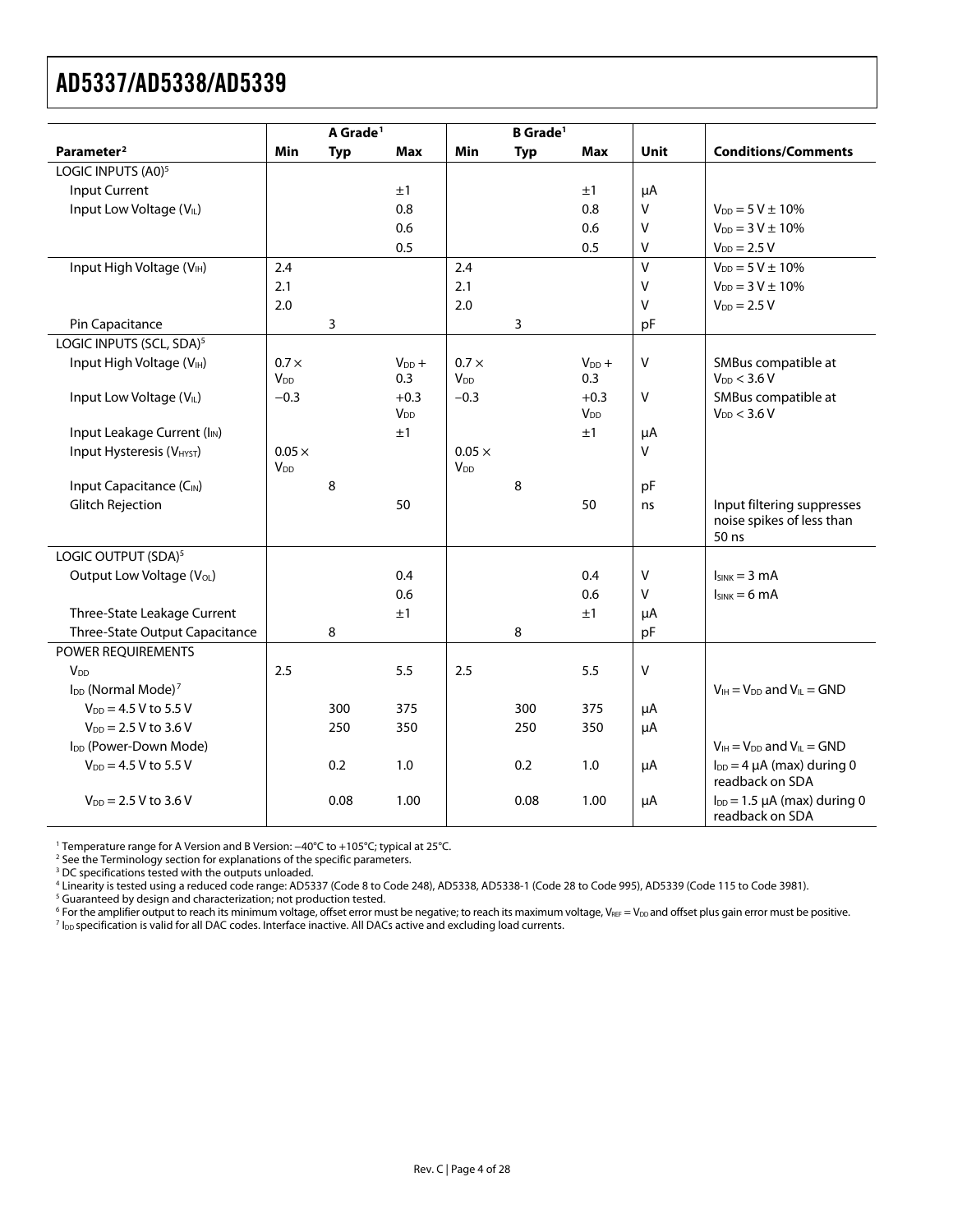| | A Grade[1] | | | B Grade[1] | | | | |
|---|---|---|---|---|---|---|---|---|
| **Parameter[2]** | **Min** | **Typ** | **Max** | **Min** | **Typ** | **Max** | **Unit** | **Conditions/Comments** |
| LOGIC INPUTS (A0)[5] | | | | | | | | |
| Input Current | | | ±1 | | | ±1 | μA | |
| Input Low Voltage ($V_{IL}$) | | | 0.8 | | | 0.8 | V | $V_{DD}$ = 5 V ± 10% |
| | | | 0.6 | | | 0.6 | V | $V_{DD}$ = 3 V ± 10% |
| | | | 0.5 | | | 0.5 | V | $V_{DD}$ = 2.5 V |
| Input High Voltage ($V_{IH}$) | 2.4 | | | 2.4 | | | V | $V_{DD}$ = 5 V ± 10% |
| | 2.1 | | | 2.1 | | | V | $V_{DD}$ = 3 V ± 10% |
| | 2.0 | | | 2.0 | | | V | $V_{DD}$ = 2.5 V |
| Pin Capacitance | | 3 | | | 3 | | pF | |
| LOGIC INPUTS (SCL, SDA)[5] | | | | | | | | |
| Input High Voltage ($V_{IH}$) | 0.7 × $V_{DD}$ | | $V_{DD}$ + 0.3 | 0.7 × $V_{DD}$ | | $V_{DD}$ + 0.3 | V | SMBus compatible at $V_{DD}$ < 3.6 V |
| Input Low Voltage ($V_{IL}$) | −0.3 | | +0.3 $V_{DD}$ | −0.3 | | +0.3 $V_{DD}$ | V | SMBus compatible at $V_{DD}$ < 3.6 V |
| Input Leakage Current ($I_{IN}$) | | | ±1 | | | ±1 | μA | |
| Input Hysteresis ($V_{HYST}$) | 0.05 × $V_{DD}$ | | | 0.05 × $V_{DD}$ | | | V | |
| Input Capacitance ($C_{IN}$) | | 8 | | | 8 | | pF | |
| Glitch Rejection | | | 50 | | | 50 | ns | Input filtering suppresses noise spikes of less than 50 ns |
| LOGIC OUTPUT (SDA)[5] | | | | | | | | |
| Output Low Voltage ($V_{OL}$) | | | 0.4 | | | 0.4 | V | $I_{SINK}$ = 3 mA |
| | | | 0.6 | | | 0.6 | V | $I_{SINK}$ = 6 mA |
| Three-State Leakage Current | | | ±1 | | | ±1 | μA | |
| Three-State Output Capacitance | | 8 | | | 8 | | pF | |
| POWER REQUIREMENTS | | | | | | | | |
| $V_{DD}$ | 2.5 | | 5.5 | 2.5 | | 5.5 | V | |
| $I_{DD}$ (Normal Mode)[7] | | | | | | | | $V_{IH}$ = $V_{DD}$ and $V_{IL}$ = GND |
| $V_{DD}$ = 4.5 V to 5.5 V | | 300 | 375 | | 300 | 375 | μA | |
| $V_{DD}$ = 2.5 V to 3.6 V | | 250 | 350 | | 250 | 350 | μA | |
| $I_{DD}$ (Power-Down Mode) | | | | | | | | $V_{IH}$ = $V_{DD}$ and $V_{IL}$ = GND |
| $V_{DD}$ = 4.5 V to 5.5 V | | 0.2 | 1.0 | | 0.2 | 1.0 | μA | $I_{DD}$ = 4 μA (max) during 0 readback on SDA |
| $V_{DD}$ = 2.5 V to 3.6 V | | 0.08 | 1.00 | | 0.08 | 1.00 | μA | $I_{DD}$ = 1.5 μA (max) during 0 readback on SDA |

[1] Temperature range for A Version and B Version: −40°C to +105°C; typical at 25°C.
[2] See the Terminology section for explanations of the specific parameters.
[3] DC specifications tested with the outputs unloaded.
[4] Linearity is tested using a reduced code range: AD5337 (Code 8 to Code 248), AD5338, AD5338-1 (Code 28 to Code 995), AD5339 (Code 115 to Code 3981).
[5] Guaranteed by design and characterization; not production tested.
[6] For the amplifier output to reach its minimum voltage, offset error must be negative; to reach its maximum voltage, $V_{REF}$ = $V_{DD}$ and offset plus gain error must be positive.
[7] $I_{DD}$ specification is valid for all DAC codes. Interface inactive. All DACs active and excluding load currents.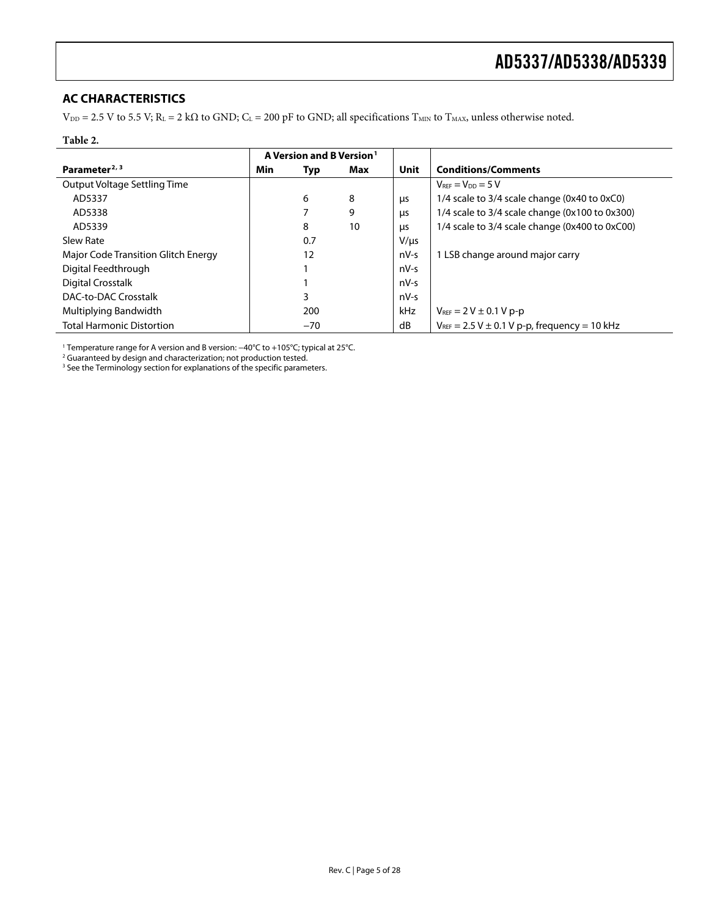## AC CHARACTERISTICS

$V_{DD}$ = 2.5 V to 5.5 V; $R_L$ = 2 kΩ to GND; $C_L$ = 200 pF to GND; all specifications $T_{MIN}$ to $T_{MAX}$, unless otherwise noted.

**Table 2.**

| | A Version and B Version[1] | | | | |
|---|---|---|---|---|---|
| **Parameter**[2,3] | **Min** | **Typ** | **Max** | **Unit** | **Conditions/Comments** |
| Output Voltage Settling Time | | | | | $V_{REF} = V_{DD} = 5$ V |
| AD5337 | | 6 | 8 | µs | 1/4 scale to 3/4 scale change (0x40 to 0xC0) |
| AD5338 | | 7 | 9 | µs | 1/4 scale to 3/4 scale change (0x100 to 0x300) |
| AD5339 | | 8 | 10 | µs | 1/4 scale to 3/4 scale change (0x400 to 0xC00) |
| Slew Rate | | 0.7 | | V/µs | |
| Major Code Transition Glitch Energy | | 12 | | nV-s | 1 LSB change around major carry |
| Digital Feedthrough | | 1 | | nV-s | |
| Digital Crosstalk | | 1 | | nV-s | |
| DAC-to-DAC Crosstalk | | 3 | | nV-s | |
| Multiplying Bandwidth | | 200 | | kHz | $V_{REF}$ = 2 V ± 0.1 V p-p |
| Total Harmonic Distortion | | −70 | | dB | $V_{REF}$ = 2.5 V ± 0.1 V p-p, frequency = 10 kHz |

[1] Temperature range for A version and B version: −40°C to +105°C; typical at 25°C.
[2] Guaranteed by design and characterization; not production tested.
[3] See the Terminology section for explanations of the specific parameters.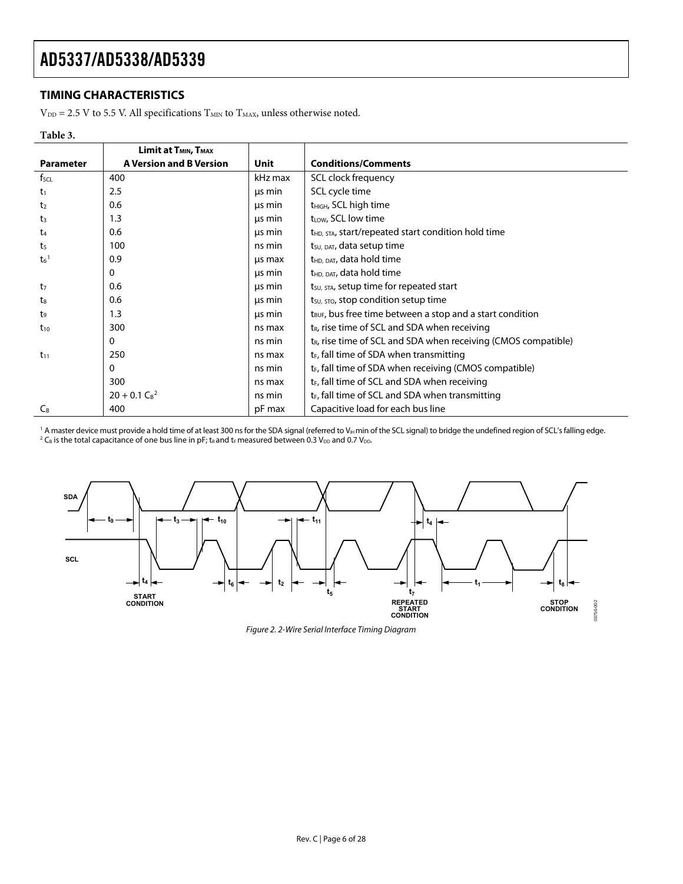## TIMING CHARACTERISTICS

$V_{DD}$ = 2.5 V to 5.5 V. All specifications $T_{MIN}$ to $T_{MAX}$, unless otherwise noted.

**Table 3.**

| Parameter | Limit at $T_{MIN}$, $T_{MAX}$ A Version and B Version | Unit | Conditions/Comments |
|---|---|---|---|
| $f_{SCL}$ | 400 | kHz max | SCL clock frequency |
| $t_1$ | 2.5 | µs min | SCL cycle time |
| $t_2$ | 0.6 | µs min | $t_{HIGH}$, SCL high time |
| $t_3$ | 1.3 | µs min | $t_{LOW}$, SCL low time |
| $t_4$ | 0.6 | µs min | $t_{HD, STA}$, start/repeated start condition hold time |
| $t_5$ | 100 | ns min | $t_{SU, DAT}$, data setup time |
| $t_6$[1] | 0.9 | µs max | $t_{HD, DAT}$, data hold time |
| | 0 | µs min | $t_{HD, DAT}$, data hold time |
| $t_7$ | 0.6 | µs min | $t_{SU, STA}$, setup time for repeated start |
| $t_8$ | 0.6 | µs min | $t_{SU, STO}$, stop condition setup time |
| $t_9$ | 1.3 | µs min | $t_{BUF}$, bus free time between a stop and a start condition |
| $t_{10}$ | 300 | ns max | $t_R$, rise time of SCL and SDA when receiving |
| | 0 | ns min | $t_R$, rise time of SCL and SDA when receiving (CMOS compatible) |
| $t_{11}$ | 250 | ns max | $t_F$, fall time of SDA when transmitting |
| | 0 | ns min | $t_F$, fall time of SDA when receiving (CMOS compatible) |
| | 300 | ns max | $t_F$, fall time of SCL and SDA when receiving |
| | $20 + 0.1\ C_B$[2] | ns min | $t_F$, fall time of SCL and SDA when transmitting |
| $C_B$ | 400 | pF max | Capacitive load for each bus line |

[1] A master device must provide a hold time of at least 300 ns for the SDA signal (referred to $V_{IH}$ min of the SCL signal) to bridge the undefined region of SCL's falling edge.
[2] $C_B$ is the total capacitance of one bus line in pF; $t_R$ and $t_F$ measured between 0.3 $V_{DD}$ and 0.7 $V_{DD}$.

*Figure 2. 2-Wire Serial Interface Timing Diagram*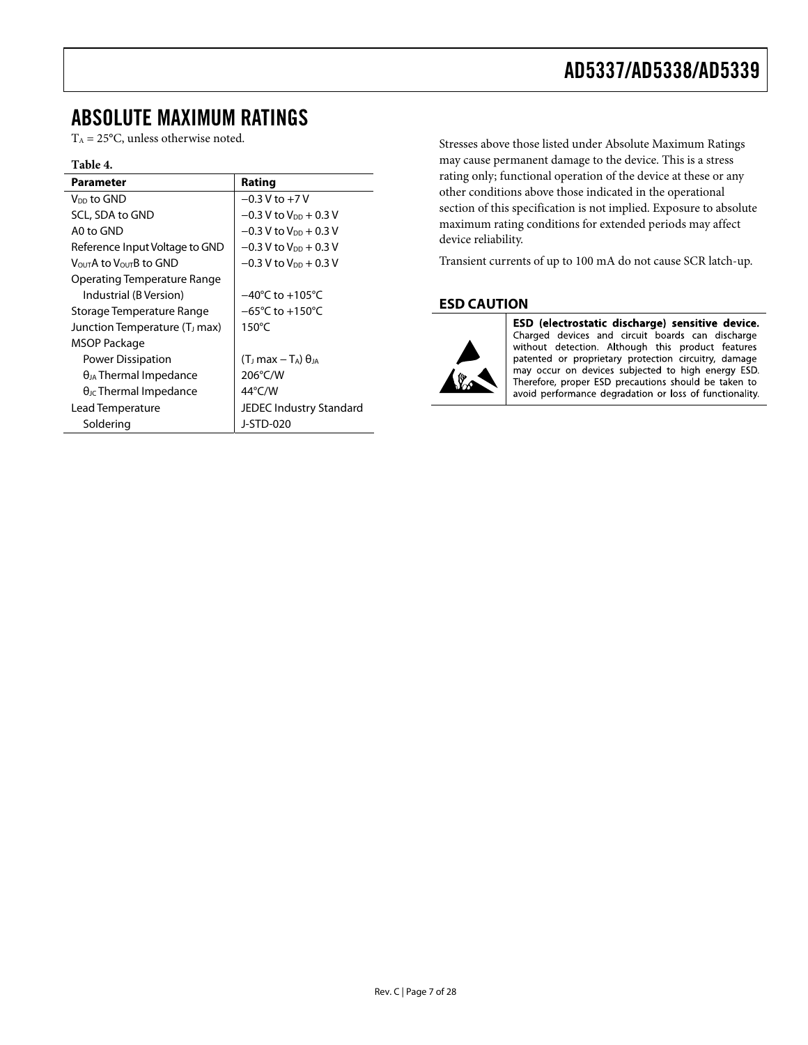## ABSOLUTE MAXIMUM RATINGS

$T_A$ = 25°C, unless otherwise noted.

**Table 4.**

| Parameter | Rating |
|---|---|
| $V_{DD}$ to GND | −0.3 V to +7 V |
| SCL, SDA to GND | −0.3 V to $V_{DD}$ + 0.3 V |
| A0 to GND | −0.3 V to $V_{DD}$ + 0.3 V |
| Reference Input Voltage to GND | −0.3 V to $V_{DD}$ + 0.3 V |
| $V_{OUT}$A to $V_{OUT}$B to GND | −0.3 V to $V_{DD}$ + 0.3 V |
| Operating Temperature Range | |
| Industrial (B Version) | −40°C to +105°C |
| Storage Temperature Range | −65°C to +150°C |
| Junction Temperature ($T_J$ max) | 150°C |
| MSOP Package | |
| Power Dissipation | ($T_J$ max − $T_A$) $\theta_{JA}$ |
| $\theta_{JA}$ Thermal Impedance | 206°C/W |
| $\theta_{JC}$ Thermal Impedance | 44°C/W |
| Lead Temperature | JEDEC Industry Standard |
| Soldering | J-STD-020 |

Stresses above those listed under Absolute Maximum Ratings may cause permanent damage to the device. This is a stress rating only; functional operation of the device at these or any other conditions above those indicated in the operational section of this specification is not implied. Exposure to absolute maximum rating conditions for extended periods may affect device reliability.

Transient currents of up to 100 mA do not cause SCR latch-up.

### ESD CAUTION

**ESD (electrostatic discharge) sensitive device.** Charged devices and circuit boards can discharge without detection. Although this product features patented or proprietary protection circuitry, damage may occur on devices subjected to high energy ESD. Therefore, proper ESD precautions should be taken to avoid performance degradation or loss of functionality.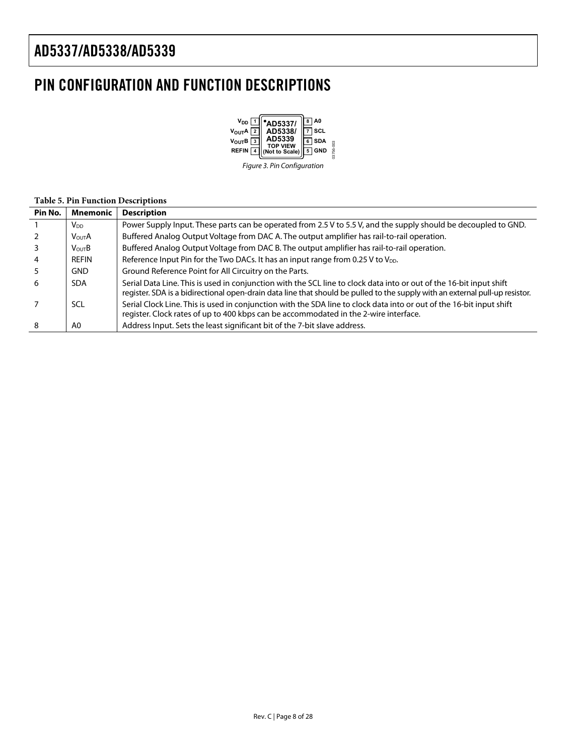# PIN CONFIGURATION AND FUNCTION DESCRIPTIONS

| | | | |
|---|---|---|---|
| $V_{DD}$ | 1 | 8 | A0 |
| $V_{OUT}A$ | 2 | 7 | SCL |
| $V_{OUT}B$ | 3 | 6 | SDA |
| REFIN | 4 | 5 | GND |

AD5337/AD5338/AD5339 TOP VIEW (Not to Scale)

03756-003

*Figure 3. Pin Configuration*

**Table 5. Pin Function Descriptions**

| Pin No. | Mnemonic | Description |
|---|---|---|
| 1 | $V_{DD}$ | Power Supply Input. These parts can be operated from 2.5 V to 5.5 V, and the supply should be decoupled to GND. |
| 2 | $V_{OUT}A$ | Buffered Analog Output Voltage from DAC A. The output amplifier has rail-to-rail operation. |
| 3 | $V_{OUT}B$ | Buffered Analog Output Voltage from DAC B. The output amplifier has rail-to-rail operation. |
| 4 | REFIN | Reference Input Pin for the Two DACs. It has an input range from 0.25 V to $V_{DD}$. |
| 5 | GND | Ground Reference Point for All Circuitry on the Parts. |
| 6 | SDA | Serial Data Line. This is used in conjunction with the SCL line to clock data into or out of the 16-bit input shift register. SDA is a bidirectional open-drain data line that should be pulled to the supply with an external pull-up resistor. |
| 7 | SCL | Serial Clock Line. This is used in conjunction with the SDA line to clock data into or out of the 16-bit input shift register. Clock rates of up to 400 kbps can be accommodated in the 2-wire interface. |
| 8 | A0 | Address Input. Sets the least significant bit of the 7-bit slave address. |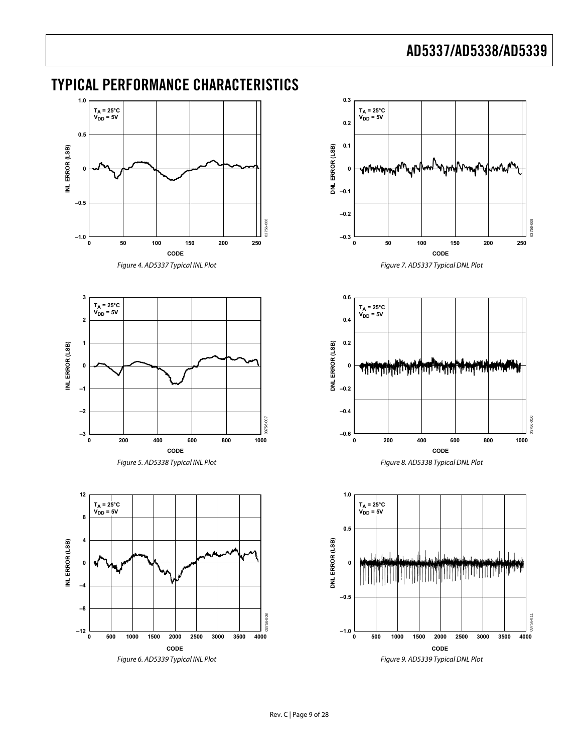## TYPICAL PERFORMANCE CHARACTERISTICS

Figure 4. AD5337 Typical INL Plot

Figure 5. AD5338 Typical INL Plot

Figure 6. AD5339 Typical INL Plot

Figure 7. AD5337 Typical DNL Plot

Figure 8. AD5338 Typical DNL Plot

Figure 9. AD5339 Typical DNL Plot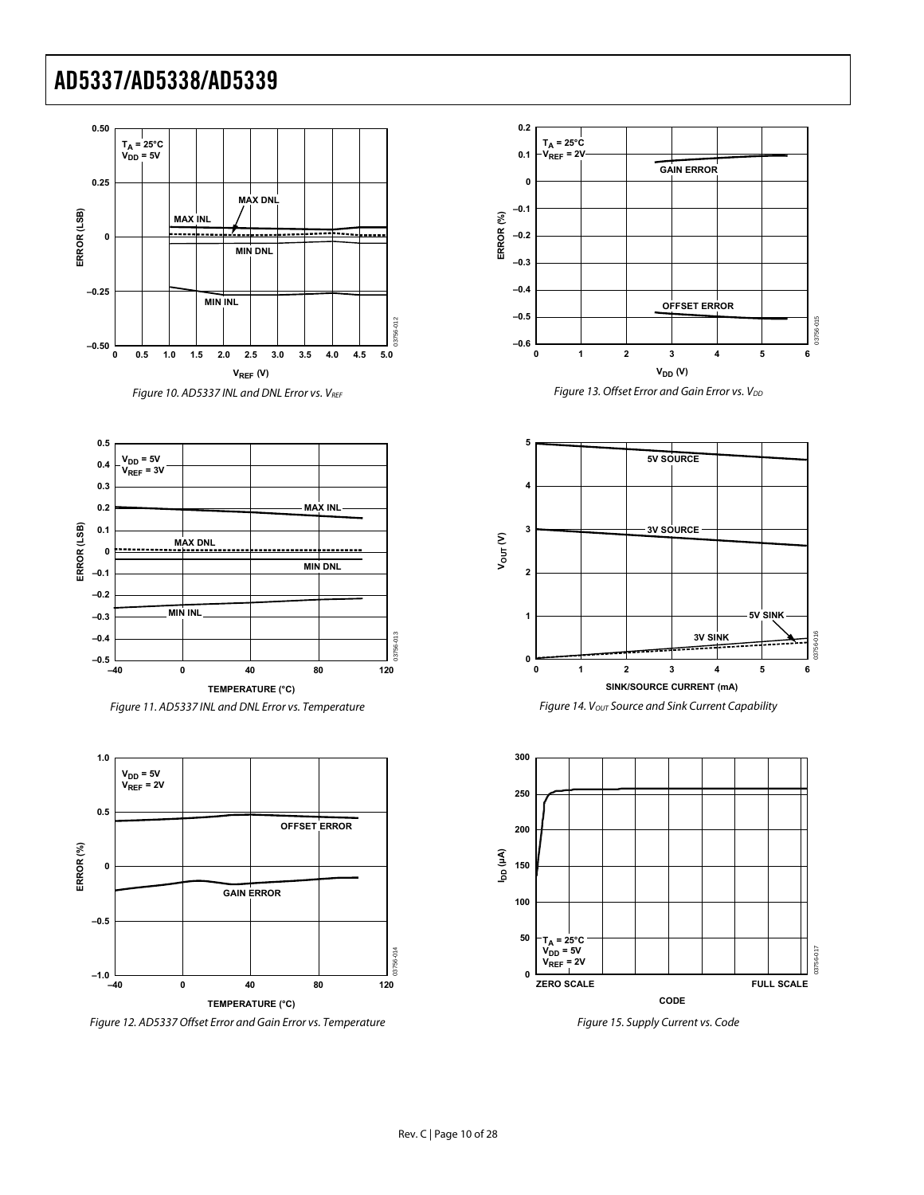Figure 10. AD5337 INL and DNL Error vs. $V_{REF}$

Figure 11. AD5337 INL and DNL Error vs. Temperature

Figure 12. AD5337 Offset Error and Gain Error vs. Temperature

Figure 13. Offset Error and Gain Error vs. $V_{DD}$

Figure 14. $V_{OUT}$ Source and Sink Current Capability

Figure 15. Supply Current vs. Code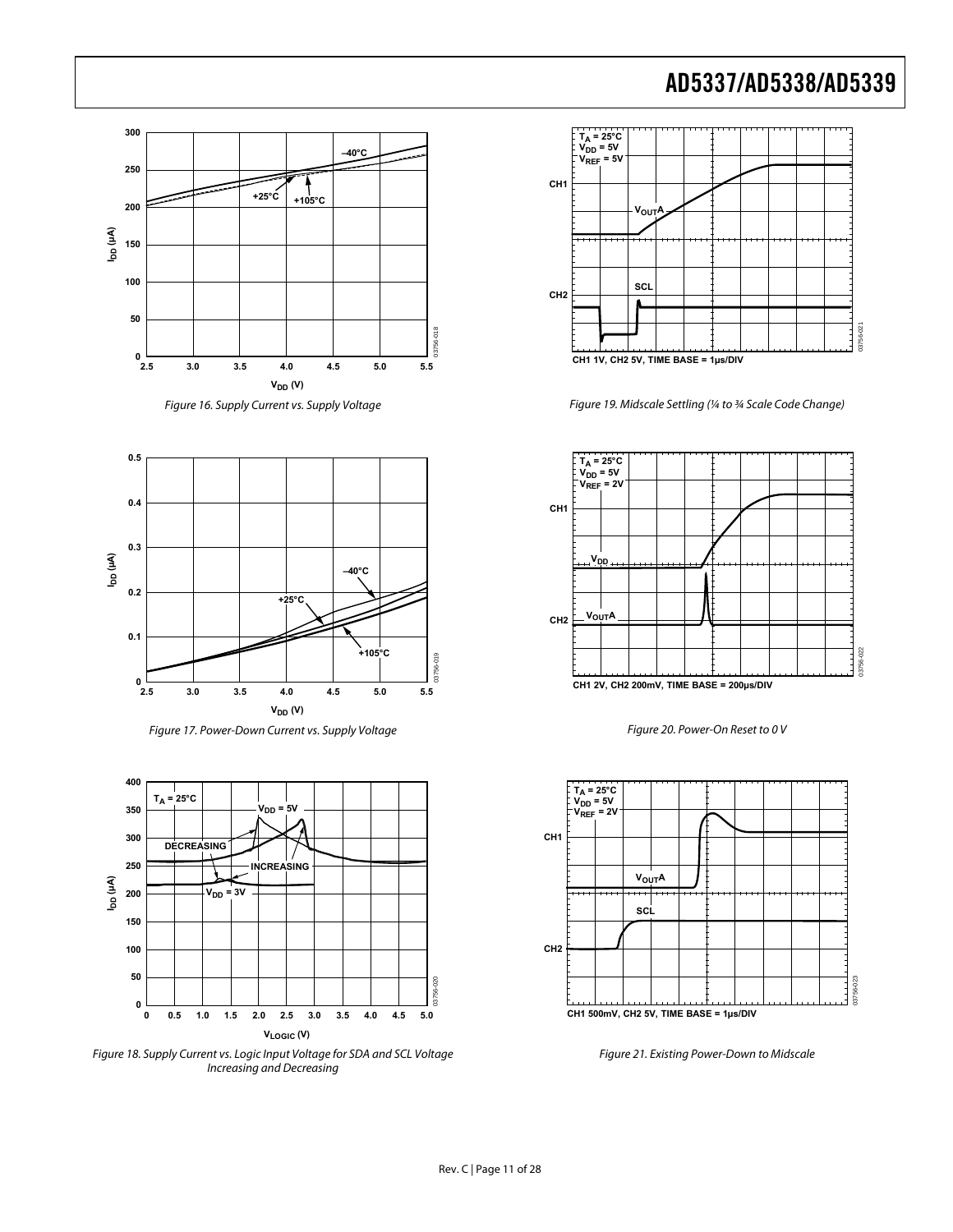Figure 16. Supply Current vs. Supply Voltage

Figure 17. Power-Down Current vs. Supply Voltage

Figure 18. Supply Current vs. Logic Input Voltage for SDA and SCL Voltage Increasing and Decreasing

Figure 19. Midscale Settling (¼ to ¾ Scale Code Change)

Figure 20. Power-On Reset to 0 V

Figure 21. Existing Power-Down to Midscale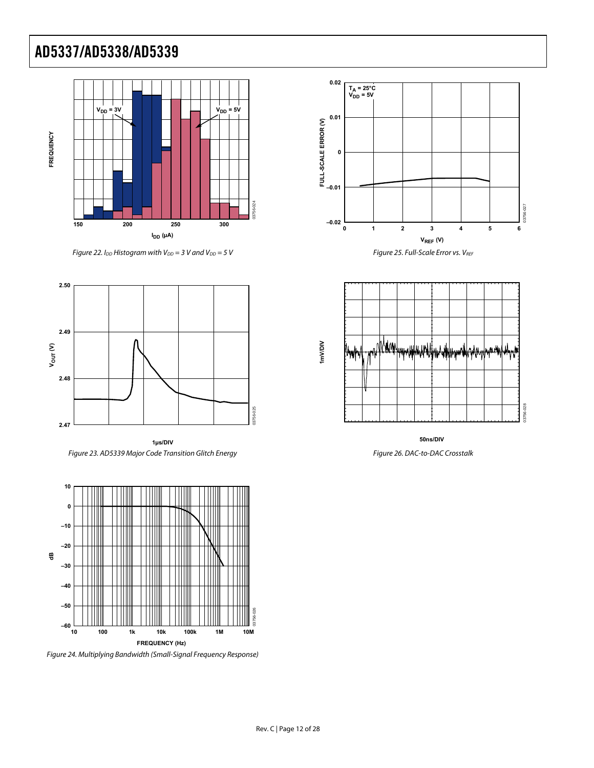Figure 22. $I_{DD}$ Histogram with $V_{DD}$ = 3 V and $V_{DD}$ = 5 V

Figure 23. AD5339 Major Code Transition Glitch Energy

Figure 24. Multiplying Bandwidth (Small-Signal Frequency Response)

Figure 25. Full-Scale Error vs. $V_{REF}$

Figure 26. DAC-to-DAC Crosstalk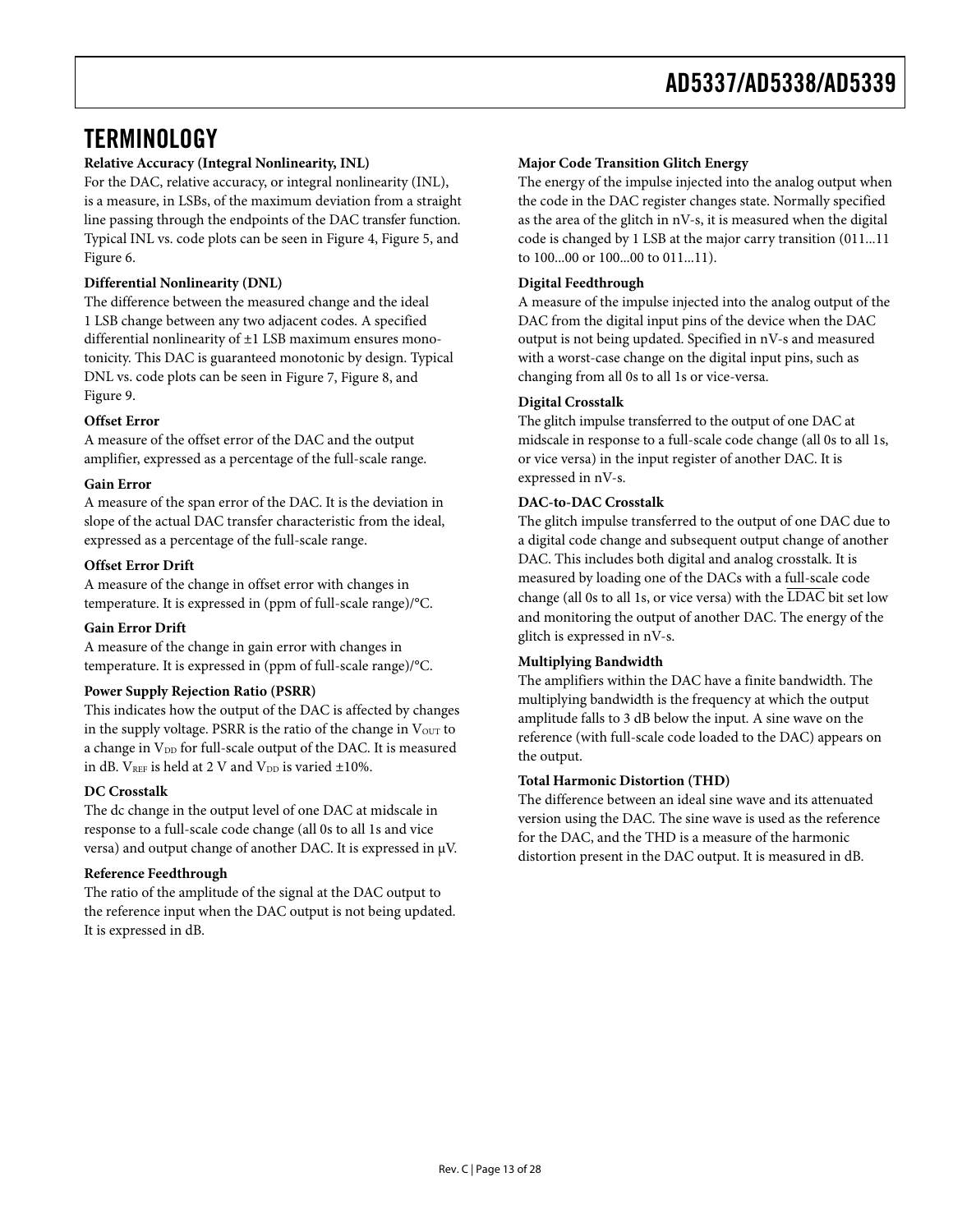## TERMINOLOGY

**Relative Accuracy (Integral Nonlinearity, INL)**

For the DAC, relative accuracy, or integral nonlinearity (INL), is a measure, in LSBs, of the maximum deviation from a straight line passing through the endpoints of the DAC transfer function. Typical INL vs. code plots can be seen in Figure 4, Figure 5, and Figure 6.

**Differential Nonlinearity (DNL)**

The difference between the measured change and the ideal 1 LSB change between any two adjacent codes. A specified differential nonlinearity of ±1 LSB maximum ensures monotonicity. This DAC is guaranteed monotonic by design. Typical DNL vs. code plots can be seen in Figure 7, Figure 8, and Figure 9.

**Offset Error**

A measure of the offset error of the DAC and the output amplifier, expressed as a percentage of the full-scale range.

**Gain Error**

A measure of the span error of the DAC. It is the deviation in slope of the actual DAC transfer characteristic from the ideal, expressed as a percentage of the full-scale range.

**Offset Error Drift**

A measure of the change in offset error with changes in temperature. It is expressed in (ppm of full-scale range)/°C.

**Gain Error Drift**

A measure of the change in gain error with changes in temperature. It is expressed in (ppm of full-scale range)/°C.

**Power Supply Rejection Ratio (PSRR)**

This indicates how the output of the DAC is affected by changes in the supply voltage. PSRR is the ratio of the change in $V_{OUT}$ to a change in $V_{DD}$ for full-scale output of the DAC. It is measured in dB. $V_{REF}$ is held at 2 V and $V_{DD}$ is varied ±10%.

**DC Crosstalk**

The dc change in the output level of one DAC at midscale in response to a full-scale code change (all 0s to all 1s and vice versa) and output change of another DAC. It is expressed in μV.

**Reference Feedthrough**

The ratio of the amplitude of the signal at the DAC output to the reference input when the DAC output is not being updated. It is expressed in dB.

**Major Code Transition Glitch Energy**

The energy of the impulse injected into the analog output when the code in the DAC register changes state. Normally specified as the area of the glitch in nV-s, it is measured when the digital code is changed by 1 LSB at the major carry transition (011...11 to 100...00 or 100...00 to 011...11).

**Digital Feedthrough**

A measure of the impulse injected into the analog output of the DAC from the digital input pins of the device when the DAC output is not being updated. Specified in nV-s and measured with a worst-case change on the digital input pins, such as changing from all 0s to all 1s or vice-versa.

**Digital Crosstalk**

The glitch impulse transferred to the output of one DAC at midscale in response to a full-scale code change (all 0s to all 1s, or vice versa) in the input register of another DAC. It is expressed in nV-s.

**DAC-to-DAC Crosstalk**

The glitch impulse transferred to the output of one DAC due to a digital code change and subsequent output change of another DAC. This includes both digital and analog crosstalk. It is measured by loading one of the DACs with a full-scale code change (all 0s to all 1s, or vice versa) with the $\overline{\text{LDAC}}$ bit set low and monitoring the output of another DAC. The energy of the glitch is expressed in nV-s.

**Multiplying Bandwidth**

The amplifiers within the DAC have a finite bandwidth. The multiplying bandwidth is the frequency at which the output amplitude falls to 3 dB below the input. A sine wave on the reference (with full-scale code loaded to the DAC) appears on the output.

**Total Harmonic Distortion (THD)**

The difference between an ideal sine wave and its attenuated version using the DAC. The sine wave is used as the reference for the DAC, and the THD is a measure of the harmonic distortion present in the DAC output. It is measured in dB.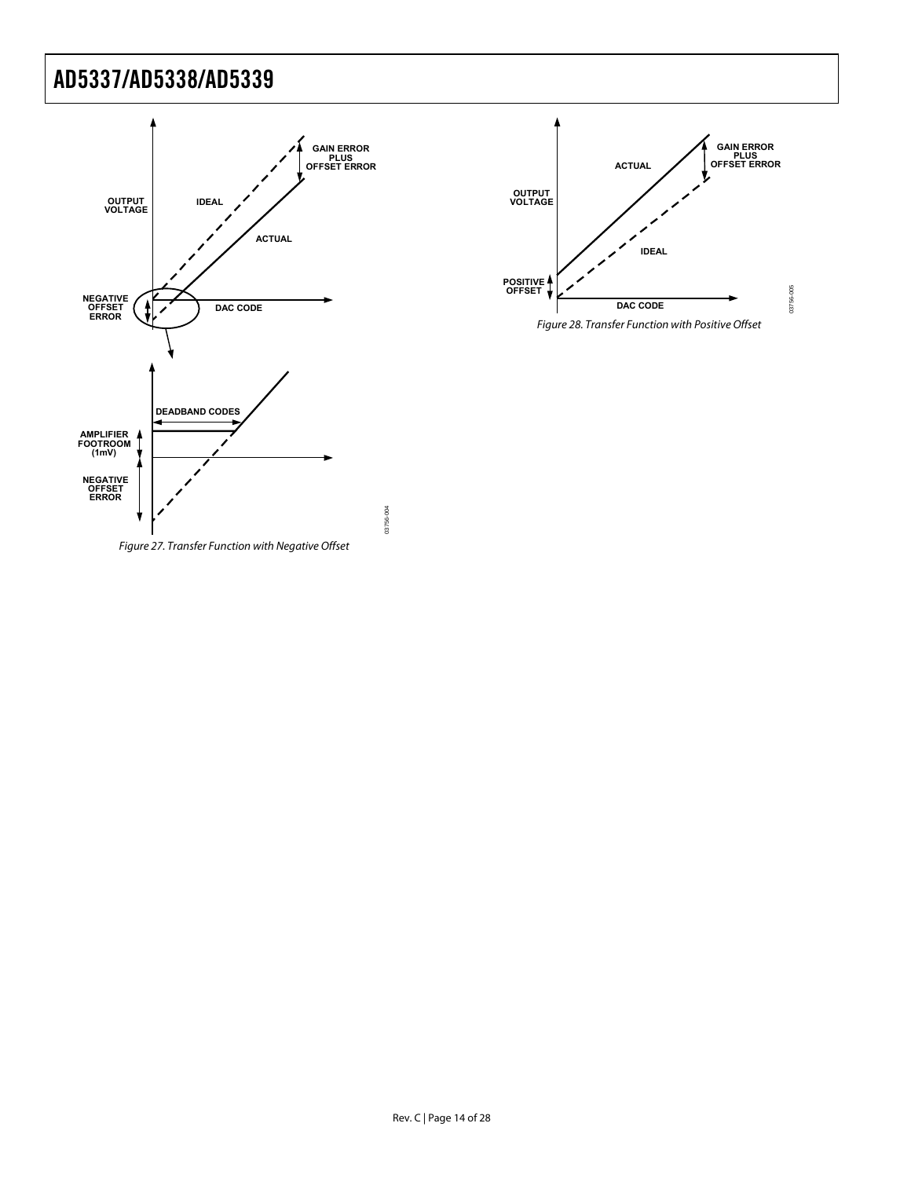Figure 27. Transfer Function with Negative Offset

Figure 28. Transfer Function with Positive Offset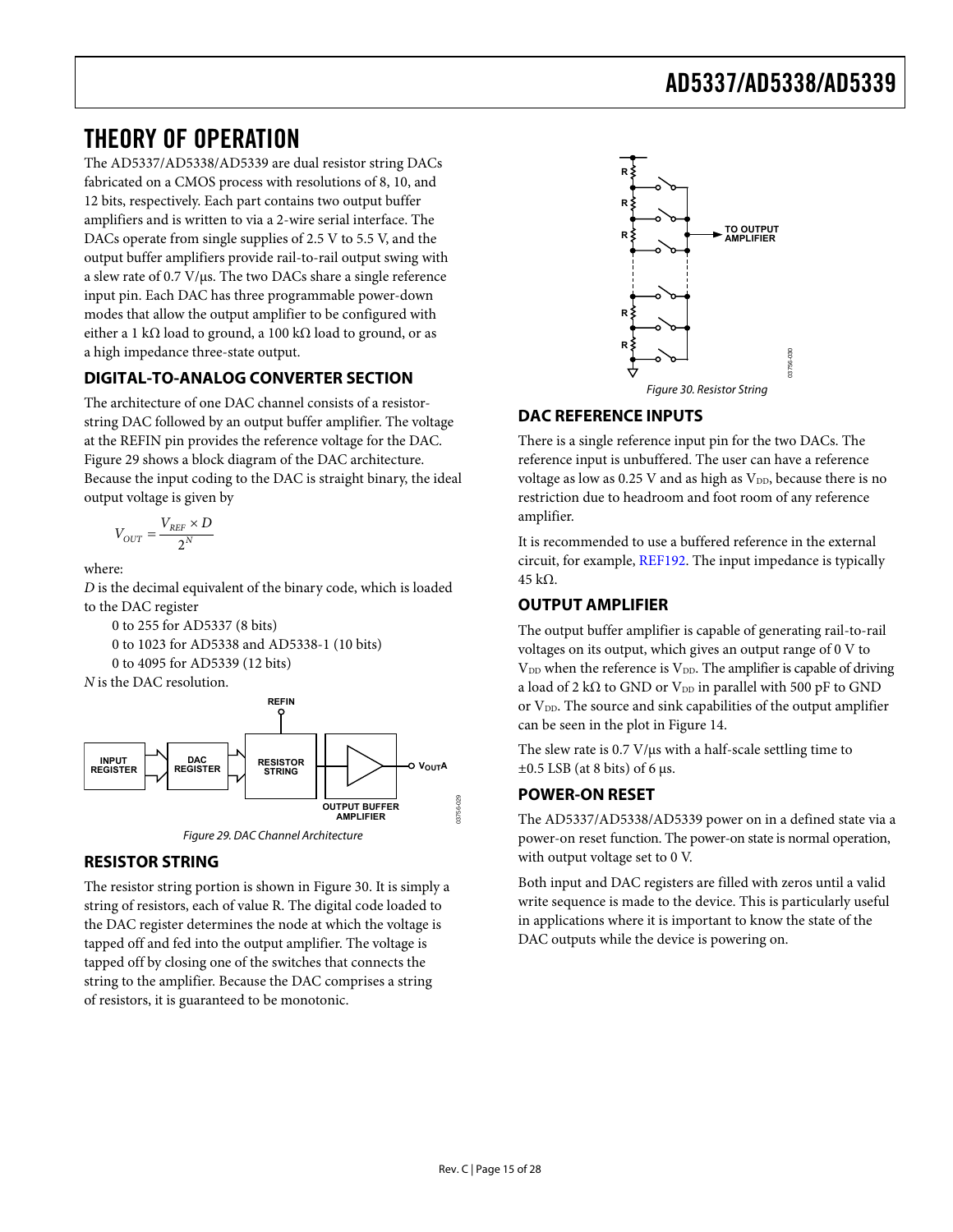# THEORY OF OPERATION

The AD5337/AD5338/AD5339 are dual resistor string DACs fabricated on a CMOS process with resolutions of 8, 10, and 12 bits, respectively. Each part contains two output buffer amplifiers and is written to via a 2-wire serial interface. The DACs operate from single supplies of 2.5 V to 5.5 V, and the output buffer amplifiers provide rail-to-rail output swing with a slew rate of 0.7 V/μs. The two DACs share a single reference input pin. Each DAC has three programmable power-down modes that allow the output amplifier to be configured with either a 1 kΩ load to ground, a 100 kΩ load to ground, or as a high impedance three-state output.

## DIGITAL-TO-ANALOG CONVERTER SECTION

The architecture of one DAC channel consists of a resistor-string DAC followed by an output buffer amplifier. The voltage at the REFIN pin provides the reference voltage for the DAC. Figure 29 shows a block diagram of the DAC architecture. Because the input coding to the DAC is straight binary, the ideal output voltage is given by

$$V_{OUT} = \frac{V_{REF} \times D}{2^N}$$

where:
*D* is the decimal equivalent of the binary code, which is loaded to the DAC register

- 0 to 255 for AD5337 (8 bits)
- 0 to 1023 for AD5338 and AD5338-1 (10 bits)
- 0 to 4095 for AD5339 (12 bits)

*N* is the DAC resolution.

*Figure 29. DAC Channel Architecture*

## RESISTOR STRING

The resistor string portion is shown in Figure 30. It is simply a string of resistors, each of value R. The digital code loaded to the DAC register determines the node at which the voltage is tapped off and fed into the output amplifier. The voltage is tapped off by closing one of the switches that connects the string to the amplifier. Because the DAC comprises a string of resistors, it is guaranteed to be monotonic.

*Figure 30. Resistor String*

## DAC REFERENCE INPUTS

There is a single reference input pin for the two DACs. The reference input is unbuffered. The user can have a reference voltage as low as 0.25 V and as high as $V_{DD}$, because there is no restriction due to headroom and foot room of any reference amplifier.

It is recommended to use a buffered reference in the external circuit, for example, REF192. The input impedance is typically 45 kΩ.

## OUTPUT AMPLIFIER

The output buffer amplifier is capable of generating rail-to-rail voltages on its output, which gives an output range of 0 V to $V_{DD}$ when the reference is $V_{DD}$. The amplifier is capable of driving a load of 2 kΩ to GND or $V_{DD}$ in parallel with 500 pF to GND or $V_{DD}$. The source and sink capabilities of the output amplifier can be seen in the plot in Figure 14.

The slew rate is 0.7 V/μs with a half-scale settling time to ±0.5 LSB (at 8 bits) of 6 μs.

## POWER-ON RESET

The AD5337/AD5338/AD5339 power on in a defined state via a power-on reset function. The power-on state is normal operation, with output voltage set to 0 V.

Both input and DAC registers are filled with zeros until a valid write sequence is made to the device. This is particularly useful in applications where it is important to know the state of the DAC outputs while the device is powering on.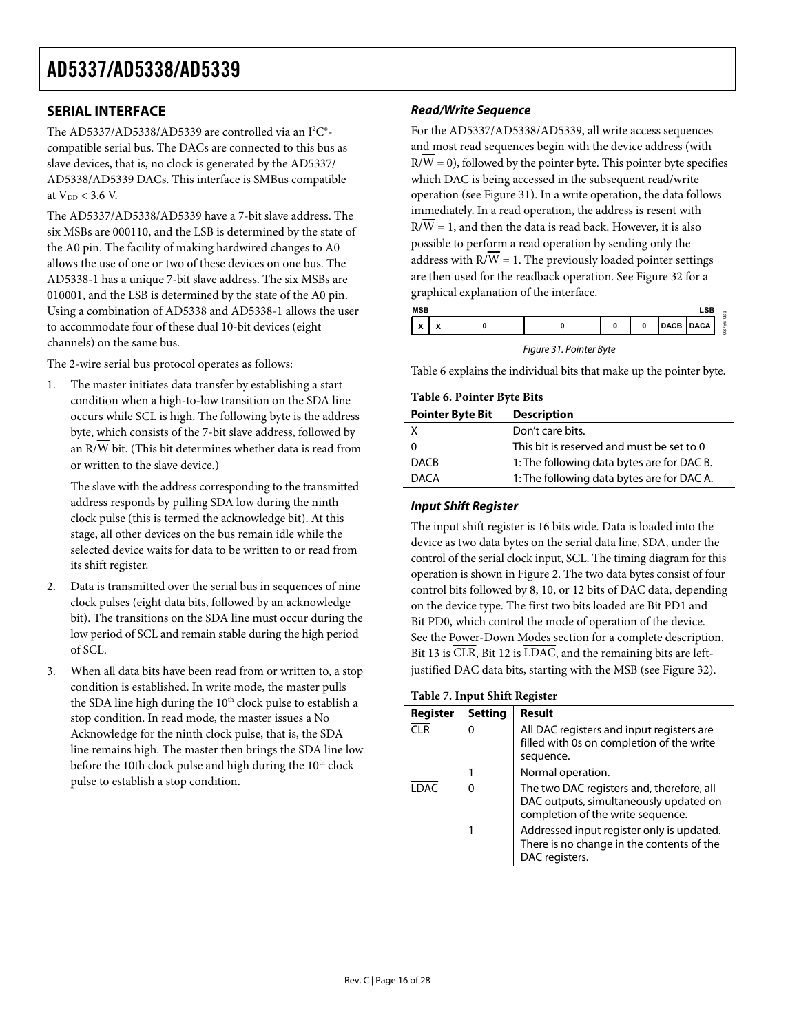## SERIAL INTERFACE

The AD5337/AD5338/AD5339 are controlled via an I²C®-compatible serial bus. The DACs are connected to this bus as slave devices, that is, no clock is generated by the AD5337/AD5338/AD5339 DACs. This interface is SMBus compatible at $V_{DD} < 3.6$ V.

The AD5337/AD5338/AD5339 have a 7-bit slave address. The six MSBs are 000110, and the LSB is determined by the state of the A0 pin. The facility of making hardwired changes to A0 allows the use of one or two of these devices on one bus. The AD5338-1 has a unique 7-bit slave address. The six MSBs are 010001, and the LSB is determined by the state of the A0 pin. Using a combination of AD5338 and AD5338-1 allows the user to accommodate four of these dual 10-bit devices (eight channels) on the same bus.

The 2-wire serial bus protocol operates as follows:

1. The master initiates data transfer by establishing a start condition when a high-to-low transition on the SDA line occurs while SCL is high. The following byte is the address byte, which consists of the 7-bit slave address, followed by an R/$\overline{W}$ bit. (This bit determines whether data is read from or written to the slave device.)

   The slave with the address corresponding to the transmitted address responds by pulling SDA low during the ninth clock pulse (this is termed the acknowledge bit). At this stage, all other devices on the bus remain idle while the selected device waits for data to be written to or read from its shift register.

2. Data is transmitted over the serial bus in sequences of nine clock pulses (eight data bits, followed by an acknowledge bit). The transitions on the SDA line must occur during the low period of SCL and remain stable during the high period of SCL.

3. When all data bits have been read from or written to, a stop condition is established. In write mode, the master pulls the SDA line high during the 10th clock pulse to establish a stop condition. In read mode, the master issues a No Acknowledge for the ninth clock pulse, that is, the SDA line remains high. The master then brings the SDA line low before the 10th clock pulse and high during the 10th clock pulse to establish a stop condition.

### *Read/Write Sequence*

For the AD5337/AD5338/AD5339, all write access sequences and most read sequences begin with the device address (with R/$\overline{W}$ = 0), followed by the pointer byte. This pointer byte specifies which DAC is being accessed in the subsequent read/write operation (see Figure 31). In a write operation, the data follows immediately. In a read operation, the address is resent with R/$\overline{W}$ = 1, and then the data is read back. However, it is also possible to perform a read operation by sending only the address with R/$\overline{W}$ = 1. The previously loaded pointer settings are then used for the readback operation. See Figure 32 for a graphical explanation of the interface.

| MSB | | | | | | | LSB |
|---|---|---|---|---|---|---|---|
| X | X | 0 | 0 | 0 | 0 | DACB | DACA |

*Figure 31. Pointer Byte*

Table 6 explains the individual bits that make up the pointer byte.

**Table 6. Pointer Byte Bits**

| Pointer Byte Bit | Description |
|---|---|
| X | Don't care bits. |
| 0 | This bit is reserved and must be set to 0 |
| DACB | 1: The following data bytes are for DAC B. |
| DACA | 1: The following data bytes are for DAC A. |

### *Input Shift Register*

The input shift register is 16 bits wide. Data is loaded into the device as two data bytes on the serial data line, SDA, under the control of the serial clock input, SCL. The timing diagram for this operation is shown in Figure 2. The two data bytes consist of four control bits followed by 8, 10, or 12 bits of DAC data, depending on the device type. The first two bits loaded are Bit PD1 and Bit PD0, which control the mode of operation of the device. See the Power-Down Modes section for a complete description. Bit 13 is $\overline{CLR}$, Bit 12 is $\overline{LDAC}$, and the remaining bits are left-justified DAC data bits, starting with the MSB (see Figure 32).

**Table 7. Input Shift Register**

| Register | Setting | Result |
|---|---|---|
| $\overline{CLR}$ | 0 | All DAC registers and input registers are filled with 0s on completion of the write sequence. |
| | 1 | Normal operation. |
| $\overline{LDAC}$ | 0 | The two DAC registers and, therefore, all DAC outputs, simultaneously updated on completion of the write sequence. |
| | 1 | Addressed input register only is updated. There is no change in the contents of the DAC registers. |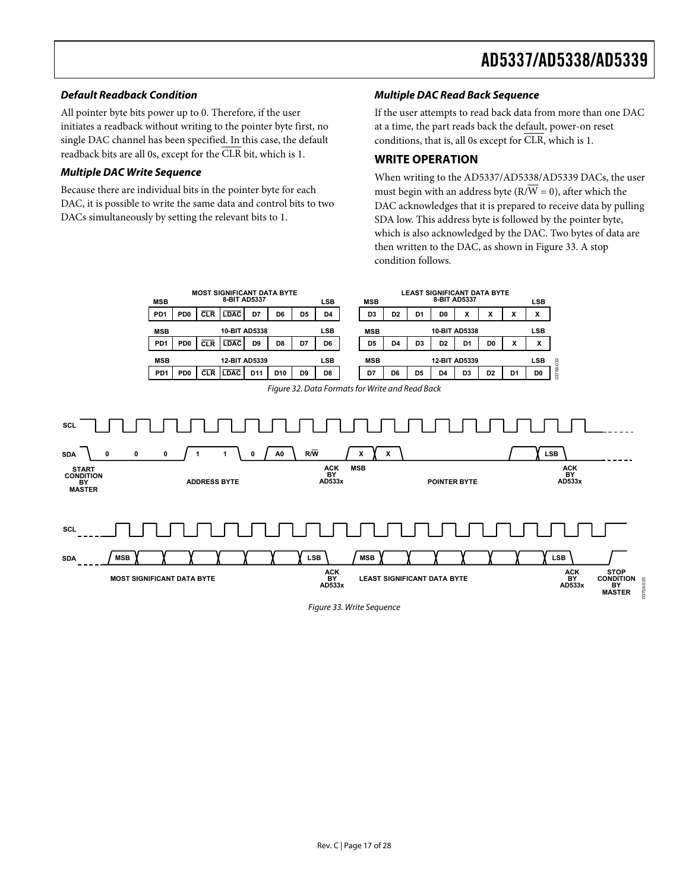### Default Readback Condition

All pointer byte bits power up to 0. Therefore, if the user initiates a readback without writing to the pointer byte first, no single DAC channel has been specified. In this case, the default readback bits are all 0s, except for the $\overline{\text{CLR}}$ bit, which is 1.

### Multiple DAC Write Sequence

Because there are individual bits in the pointer byte for each DAC, it is possible to write the same data and control bits to two DACs simultaneously by setting the relevant bits to 1.

### Multiple DAC Read Back Sequence

If the user attempts to read back data from more than one DAC at a time, the part reads back the default, power-on reset conditions, that is, all 0s except for $\overline{\text{CLR}}$, which is 1.

## WRITE OPERATION

When writing to the AD5337/AD5338/AD5339 DACs, the user must begin with an address byte (R/$\overline{\text{W}}$ = 0), after which the DAC acknowledges that it is prepared to receive data by pulling SDA low. This address byte is followed by the pointer byte, which is also acknowledged by the DAC. Two bytes of data are then written to the DAC, as shown in Figure 33. A stop condition follows.

**MOST SIGNIFICANT DATA BYTE**

| Device | MSB | | | | | | | LSB |
|---|---|---|---|---|---|---|---|---|
| 8-BIT AD5337 | PD1 | PD0 | $\overline{\text{CLR}}$ | $\overline{\text{LDAC}}$ | D7 | D6 | D5 | D4 |
| 10-BIT AD5338 | PD1 | PD0 | $\overline{\text{CLR}}$ | $\overline{\text{LDAC}}$ | D9 | D8 | D7 | D6 |
| 12-BIT AD5339 | PD1 | PD0 | $\overline{\text{CLR}}$ | $\overline{\text{LDAC}}$ | D11 | D10 | D9 | D8 |

**LEAST SIGNIFICANT DATA BYTE**

| Device | MSB | | | | | | | LSB |
|---|---|---|---|---|---|---|---|---|
| 8-BIT AD5337 | D3 | D2 | D1 | D0 | X | X | X | X |
| 10-BIT AD5338 | D5 | D4 | D3 | D2 | D1 | D0 | X | X |
| 12-BIT AD5339 | D7 | D6 | D5 | D4 | D3 | D2 | D1 | D0 |

Figure 32. Data Formats for Write and Read Back

Figure 33. Write Sequence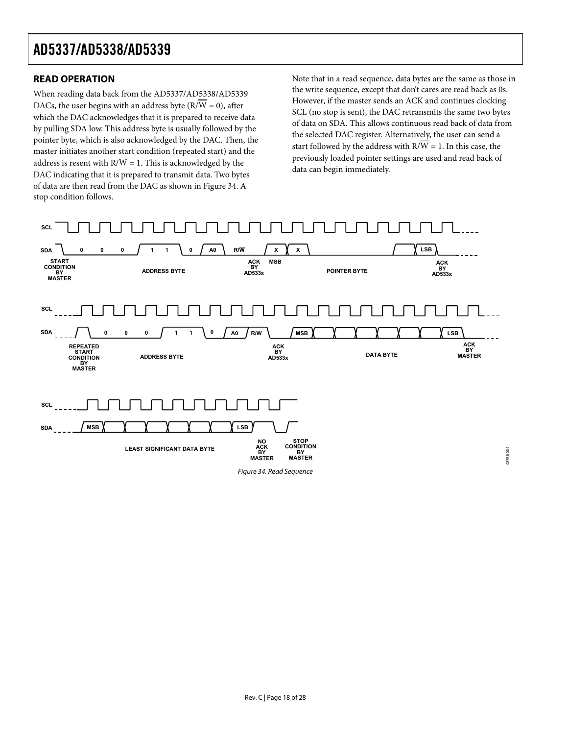## READ OPERATION

When reading data back from the AD5337/AD5338/AD5339 DACs, the user begins with an address byte ($R/\overline{W}$ = 0), after which the DAC acknowledges that it is prepared to receive data by pulling SDA low. This address byte is usually followed by the pointer byte, which is also acknowledged by the DAC. Then, the master initiates another start condition (repeated start) and the address is resent with $R/\overline{W}$ = 1. This is acknowledged by the DAC indicating that it is prepared to transmit data. Two bytes of data are then read from the DAC as shown in Figure 34. A stop condition follows.

Note that in a read sequence, data bytes are the same as those in the write sequence, except that don't cares are read back as 0s. However, if the master sends an ACK and continues clocking SCL (no stop is sent), the DAC retransmits the same two bytes of data on SDA. This allows continuous read back of data from the selected DAC register. Alternatively, the user can send a start followed by the address with $R/\overline{W}$ = 1. In this case, the previously loaded pointer settings are used and read back of data can begin immediately.

*Figure 34. Read Sequence*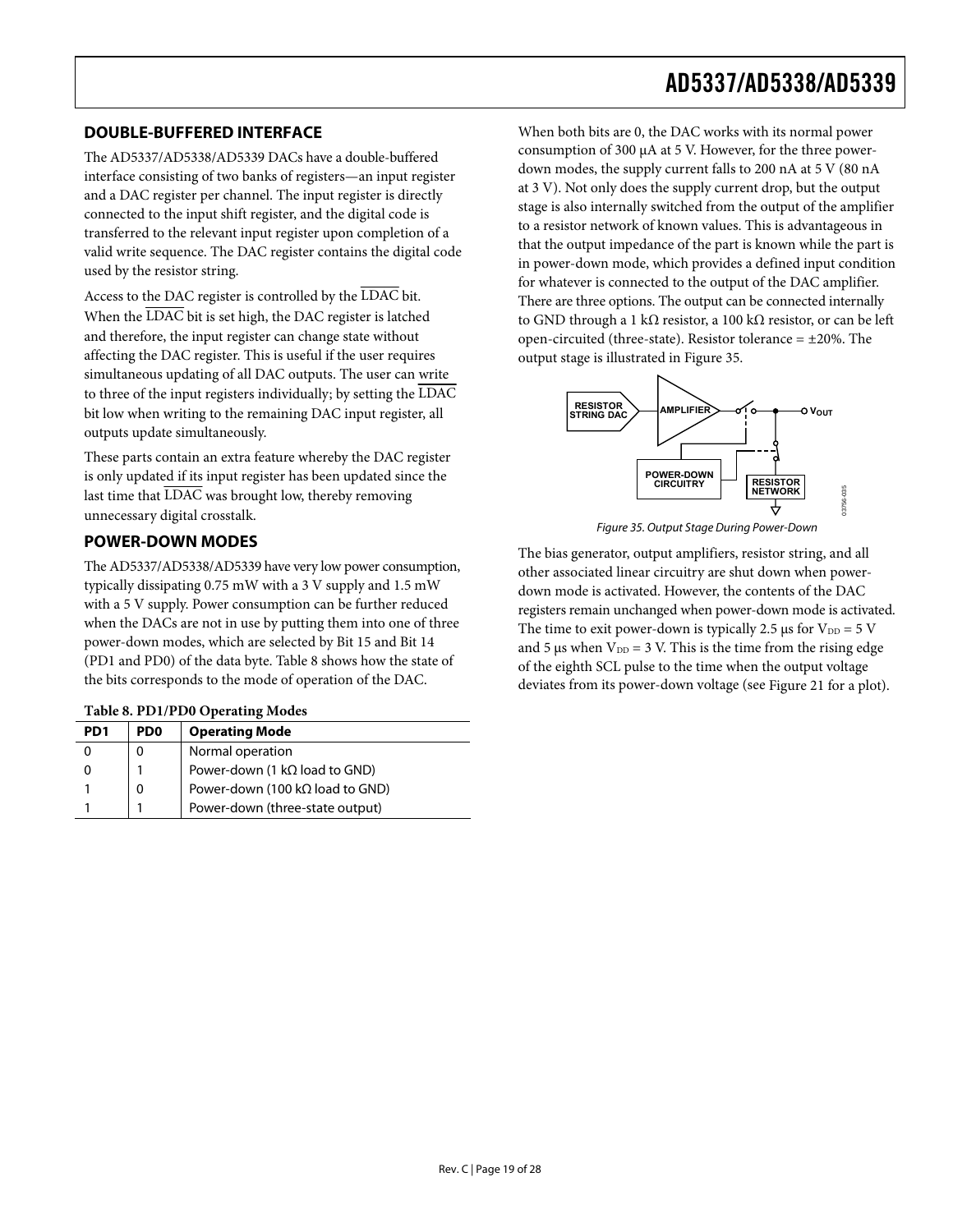## DOUBLE-BUFFERED INTERFACE

The AD5337/AD5338/AD5339 DACs have a double-buffered interface consisting of two banks of registers—an input register and a DAC register per channel. The input register is directly connected to the input shift register, and the digital code is transferred to the relevant input register upon completion of a valid write sequence. The DAC register contains the digital code used by the resistor string.

Access to the DAC register is controlled by the $\overline{\text{LDAC}}$ bit. When the $\overline{\text{LDAC}}$ bit is set high, the DAC register is latched and therefore, the input register can change state without affecting the DAC register. This is useful if the user requires simultaneous updating of all DAC outputs. The user can write to three of the input registers individually; by setting the $\overline{\text{LDAC}}$ bit low when writing to the remaining DAC input register, all outputs update simultaneously.

These parts contain an extra feature whereby the DAC register is only updated if its input register has been updated since the last time that $\overline{\text{LDAC}}$ was brought low, thereby removing unnecessary digital crosstalk.

## POWER-DOWN MODES

The AD5337/AD5338/AD5339 have very low power consumption, typically dissipating 0.75 mW with a 3 V supply and 1.5 mW with a 5 V supply. Power consumption can be further reduced when the DACs are not in use by putting them into one of three power-down modes, which are selected by Bit 15 and Bit 14 (PD1 and PD0) of the data byte. Table 8 shows how the state of the bits corresponds to the mode of operation of the DAC.

**Table 8. PD1/PD0 Operating Modes**

| PD1 | PD0 | Operating Mode |
|---|---|---|
| 0 | 0 | Normal operation |
| 0 | 1 | Power-down (1 kΩ load to GND) |
| 1 | 0 | Power-down (100 kΩ load to GND) |
| 1 | 1 | Power-down (three-state output) |

When both bits are 0, the DAC works with its normal power consumption of 300 μA at 5 V. However, for the three power-down modes, the supply current falls to 200 nA at 5 V (80 nA at 3 V). Not only does the supply current drop, but the output stage is also internally switched from the output of the amplifier to a resistor network of known values. This is advantageous in that the output impedance of the part is known while the part is in power-down mode, which provides a defined input condition for whatever is connected to the output of the DAC amplifier. There are three options. The output can be connected internally to GND through a 1 kΩ resistor, a 100 kΩ resistor, or can be left open-circuited (three-state). Resistor tolerance = ±20%. The output stage is illustrated in Figure 35.

*Figure 35. Output Stage During Power-Down*

The bias generator, output amplifiers, resistor string, and all other associated linear circuitry are shut down when power-down mode is activated. However, the contents of the DAC registers remain unchanged when power-down mode is activated. The time to exit power-down is typically 2.5 μs for $V_{DD}$ = 5 V and 5 μs when $V_{DD}$ = 3 V. This is the time from the rising edge of the eighth SCL pulse to the time when the output voltage deviates from its power-down voltage (see Figure 21 for a plot).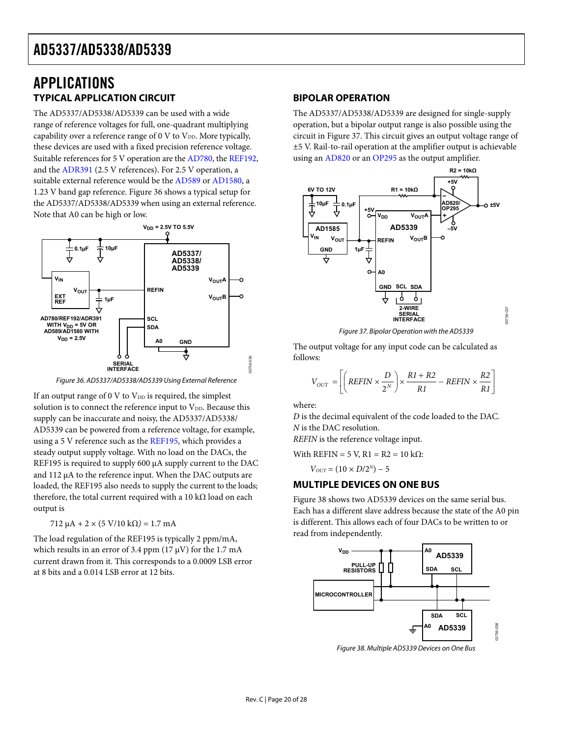# APPLICATIONS

## TYPICAL APPLICATION CIRCUIT

The AD5337/AD5338/AD5339 can be used with a wide range of reference voltages for full, one-quadrant multiplying capability over a reference range of 0 V to $V_{DD}$. More typically, these devices are used with a fixed precision reference voltage. Suitable references for 5 V operation are the AD780, the REF192, and the ADR391 (2.5 V references). For 2.5 V operation, a suitable external reference would be the AD589 or AD1580, a 1.23 V band gap reference. Figure 36 shows a typical setup for the AD5337/AD5338/AD5339 when using an external reference. Note that A0 can be high or low.

Figure 36. AD5337/AD5338/AD5339 Using External Reference

If an output range of 0 V to $V_{DD}$ is required, the simplest solution is to connect the reference input to $V_{DD}$. Because this supply can be inaccurate and noisy, the AD5337/AD5338/AD5339 can be powered from a reference voltage, for example, using a 5 V reference such as the REF195, which provides a steady output supply voltage. With no load on the DACs, the REF195 is required to supply 600 µA supply current to the DAC and 112 µA to the reference input. When the DAC outputs are loaded, the REF195 also needs to supply the current to the loads; therefore, the total current required with a 10 kΩ load on each output is

$$712\ \mu A + 2 \times (5\ V/10\ k\Omega) = 1.7\ mA$$

The load regulation of the REF195 is typically 2 ppm/mA, which results in an error of 3.4 ppm (17 µV) for the 1.7 mA current drawn from it. This corresponds to a 0.0009 LSB error at 8 bits and a 0.014 LSB error at 12 bits.

## BIPOLAR OPERATION

The AD5337/AD5338/AD5339 are designed for single-supply operation, but a bipolar output range is also possible using the circuit in Figure 37. This circuit gives an output voltage range of ±5 V. Rail-to-rail operation at the amplifier output is achievable using an AD820 or an OP295 as the output amplifier.

Figure 37. Bipolar Operation with the AD5339

The output voltage for any input code can be calculated as follows:

$$V_{OUT} = \left[\left(REFIN \times \frac{D}{2^N}\right) \times \frac{R1 + R2}{R1} - REFIN \times \frac{R2}{R1}\right]$$

where:
*D* is the decimal equivalent of the code loaded to the DAC.
*N* is the DAC resolution.
*REFIN* is the reference voltage input.

With REFIN = 5 V, R1 = R2 = 10 kΩ:

$$V_{OUT} = (10 \times D/2^N) - 5$$

## MULTIPLE DEVICES ON ONE BUS

Figure 38 shows two AD5339 devices on the same serial bus. Each has a different slave address because the state of the A0 pin is different. This allows each of four DACs to be written to or read from independently.

Figure 38. Multiple AD5339 Devices on One Bus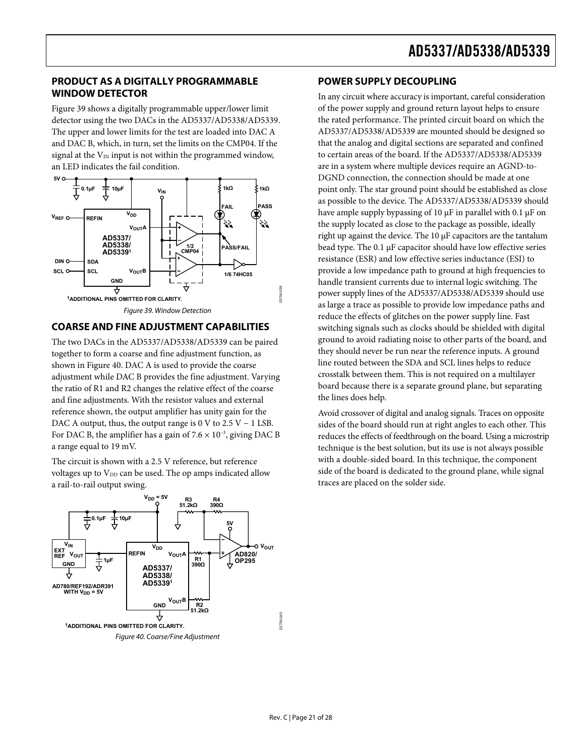## PRODUCT AS A DIGITALLY PROGRAMMABLE WINDOW DETECTOR

Figure 39 shows a digitally programmable upper/lower limit detector using the two DACs in the AD5337/AD5338/AD5339. The upper and lower limits for the test are loaded into DAC A and DAC B, which, in turn, set the limits on the CMP04. If the signal at the $V_{IN}$ input is not within the programmed window, an LED indicates the fail condition.

Figure 39. Window Detection

## COARSE AND FINE ADJUSTMENT CAPABILITIES

The two DACs in the AD5337/AD5338/AD5339 can be paired together to form a coarse and fine adjustment function, as shown in Figure 40. DAC A is used to provide the coarse adjustment while DAC B provides the fine adjustment. Varying the ratio of R1 and R2 changes the relative effect of the coarse and fine adjustments. With the resistor values and external reference shown, the output amplifier has unity gain for the DAC A output, thus, the output range is 0 V to 2.5 V − 1 LSB. For DAC B, the amplifier has a gain of $7.6 \times 10^{-3}$, giving DAC B a range equal to 19 mV.

The circuit is shown with a 2.5 V reference, but reference voltages up to $V_{DD}$ can be used. The op amps indicated allow a rail-to-rail output swing.

Figure 40. Coarse/Fine Adjustment

## POWER SUPPLY DECOUPLING

In any circuit where accuracy is important, careful consideration of the power supply and ground return layout helps to ensure the rated performance. The printed circuit board on which the AD5337/AD5338/AD5339 are mounted should be designed so that the analog and digital sections are separated and confined to certain areas of the board. If the AD5337/AD5338/AD5339 are in a system where multiple devices require an AGND-to-DGND connection, the connection should be made at one point only. The star ground point should be established as close as possible to the device. The AD5337/AD5338/AD5339 should have ample supply bypassing of 10 μF in parallel with 0.1 μF on the supply located as close to the package as possible, ideally right up against the device. The 10 μF capacitors are the tantalum bead type. The 0.1 μF capacitor should have low effective series resistance (ESR) and low effective series inductance (ESI) to provide a low impedance path to ground at high frequencies to handle transient currents due to internal logic switching. The power supply lines of the AD5337/AD5338/AD5339 should use as large a trace as possible to provide low impedance paths and reduce the effects of glitches on the power supply line. Fast switching signals such as clocks should be shielded with digital ground to avoid radiating noise to other parts of the board, and they should never be run near the reference inputs. A ground line routed between the SDA and SCL lines helps to reduce crosstalk between them. This is not required on a multilayer board because there is a separate ground plane, but separating the lines does help.

Avoid crossover of digital and analog signals. Traces on opposite sides of the board should run at right angles to each other. This reduces the effects of feedthrough on the board. Using a microstrip technique is the best solution, but its use is not always possible with a double-sided board. In this technique, the component side of the board is dedicated to the ground plane, while signal traces are placed on the solder side.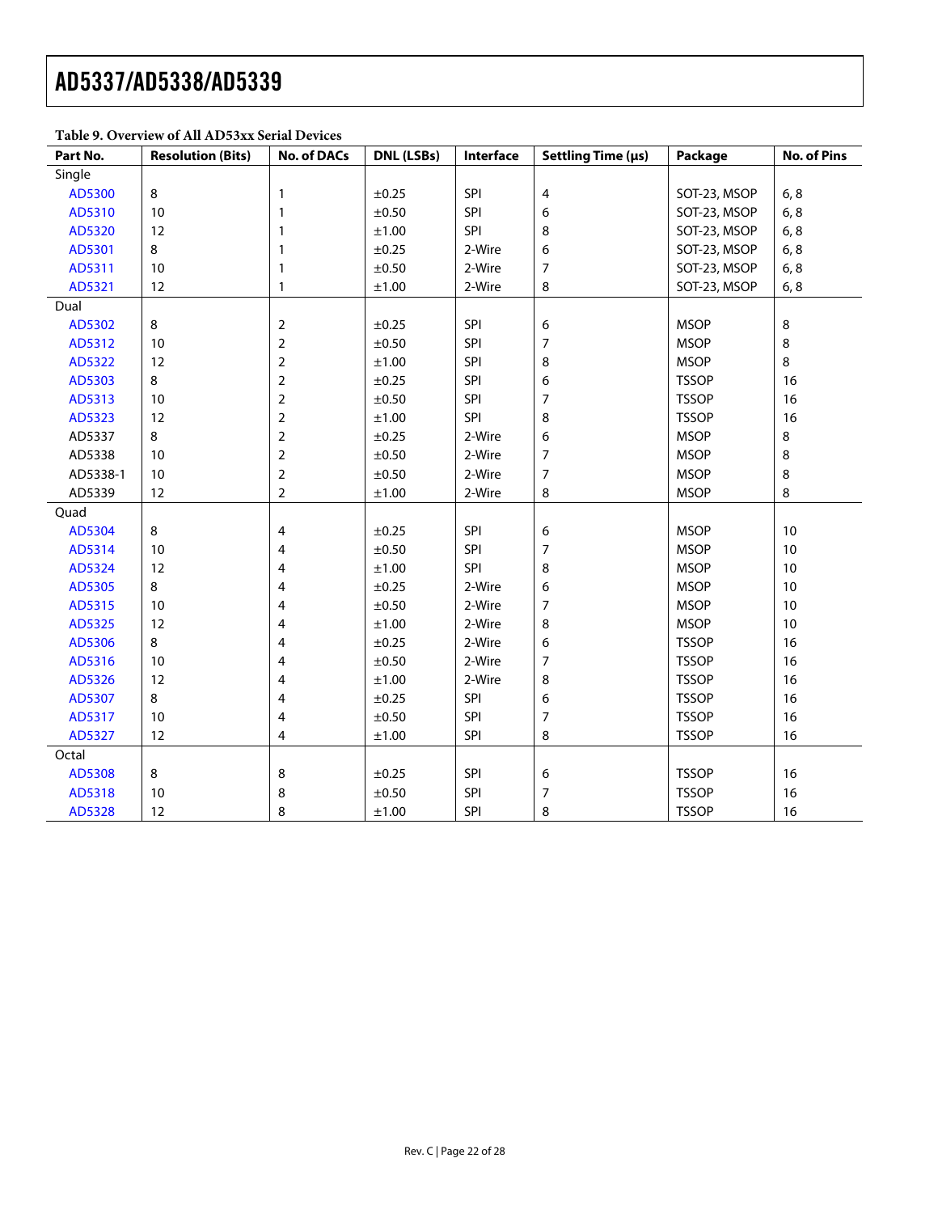**Table 9. Overview of All AD53xx Serial Devices**

| Part No. | Resolution (Bits) | No. of DACs | DNL (LSBs) | Interface | Settling Time (μs) | Package | No. of Pins |
|---|---|---|---|---|---|---|---|
| Single | | | | | | | |
| AD5300 | 8 | 1 | ±0.25 | SPI | 4 | SOT-23, MSOP | 6, 8 |
| AD5310 | 10 | 1 | ±0.50 | SPI | 6 | SOT-23, MSOP | 6, 8 |
| AD5320 | 12 | 1 | ±1.00 | SPI | 8 | SOT-23, MSOP | 6, 8 |
| AD5301 | 8 | 1 | ±0.25 | 2-Wire | 6 | SOT-23, MSOP | 6, 8 |
| AD5311 | 10 | 1 | ±0.50 | 2-Wire | 7 | SOT-23, MSOP | 6, 8 |
| AD5321 | 12 | 1 | ±1.00 | 2-Wire | 8 | SOT-23, MSOP | 6, 8 |
| Dual | | | | | | | |
| AD5302 | 8 | 2 | ±0.25 | SPI | 6 | MSOP | 8 |
| AD5312 | 10 | 2 | ±0.50 | SPI | 7 | MSOP | 8 |
| AD5322 | 12 | 2 | ±1.00 | SPI | 8 | MSOP | 8 |
| AD5303 | 8 | 2 | ±0.25 | SPI | 6 | TSSOP | 16 |
| AD5313 | 10 | 2 | ±0.50 | SPI | 7 | TSSOP | 16 |
| AD5323 | 12 | 2 | ±1.00 | SPI | 8 | TSSOP | 16 |
| AD5337 | 8 | 2 | ±0.25 | 2-Wire | 6 | MSOP | 8 |
| AD5338 | 10 | 2 | ±0.50 | 2-Wire | 7 | MSOP | 8 |
| AD5338-1 | 10 | 2 | ±0.50 | 2-Wire | 7 | MSOP | 8 |
| AD5339 | 12 | 2 | ±1.00 | 2-Wire | 8 | MSOP | 8 |
| Quad | | | | | | | |
| AD5304 | 8 | 4 | ±0.25 | SPI | 6 | MSOP | 10 |
| AD5314 | 10 | 4 | ±0.50 | SPI | 7 | MSOP | 10 |
| AD5324 | 12 | 4 | ±1.00 | SPI | 8 | MSOP | 10 |
| AD5305 | 8 | 4 | ±0.25 | 2-Wire | 6 | MSOP | 10 |
| AD5315 | 10 | 4 | ±0.50 | 2-Wire | 7 | MSOP | 10 |
| AD5325 | 12 | 4 | ±1.00 | 2-Wire | 8 | MSOP | 10 |
| AD5306 | 8 | 4 | ±0.25 | 2-Wire | 6 | TSSOP | 16 |
| AD5316 | 10 | 4 | ±0.50 | 2-Wire | 7 | TSSOP | 16 |
| AD5326 | 12 | 4 | ±1.00 | 2-Wire | 8 | TSSOP | 16 |
| AD5307 | 8 | 4 | ±0.25 | SPI | 6 | TSSOP | 16 |
| AD5317 | 10 | 4 | ±0.50 | SPI | 7 | TSSOP | 16 |
| AD5327 | 12 | 4 | ±1.00 | SPI | 8 | TSSOP | 16 |
| Octal | | | | | | | |
| AD5308 | 8 | 8 | ±0.25 | SPI | 6 | TSSOP | 16 |
| AD5318 | 10 | 8 | ±0.50 | SPI | 7 | TSSOP | 16 |
| AD5328 | 12 | 8 | ±1.00 | SPI | 8 | TSSOP | 16 |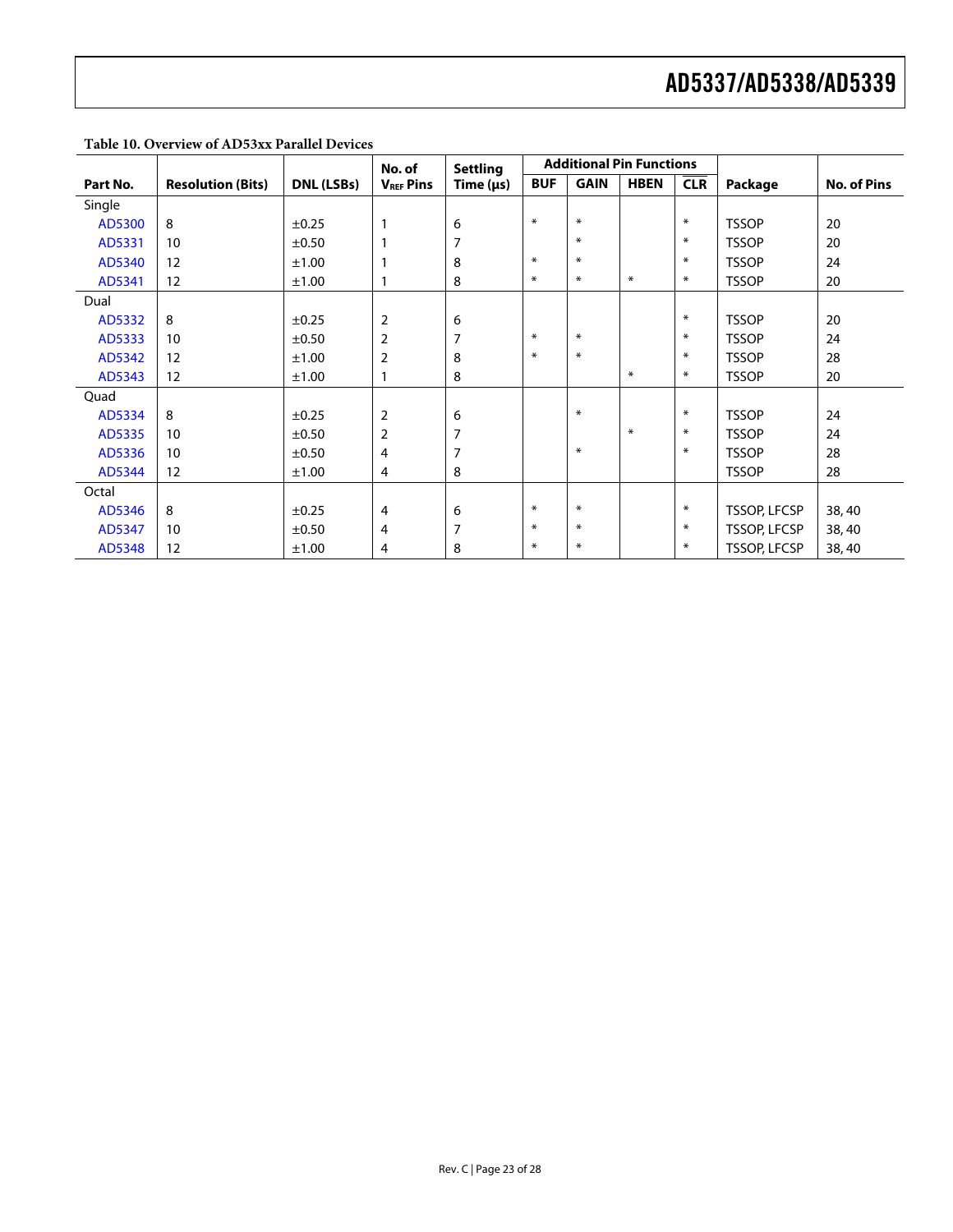**Table 10. Overview of AD53xx Parallel Devices**

| Part No. | Resolution (Bits) | DNL (LSBs) | No. of $V_{REF}$ Pins | Settling Time (µs) | Additional Pin Functions | | | | Package | No. of Pins |
|---|---|---|---|---|---|---|---|---|---|---|
| | | | | | BUF | GAIN | HBEN | $\overline{\text{CLR}}$ | | |
| Single | | | | | | | | | | |
| AD5300 | 8 | ±0.25 | 1 | 6 | * | * | | * | TSSOP | 20 |
| AD5331 | 10 | ±0.50 | 1 | 7 | | * | | * | TSSOP | 20 |
| AD5340 | 12 | ±1.00 | 1 | 8 | * | * | | * | TSSOP | 24 |
| AD5341 | 12 | ±1.00 | 1 | 8 | * | * | * | * | TSSOP | 20 |
| Dual | | | | | | | | | | |
| AD5332 | 8 | ±0.25 | 2 | 6 | | | | * | TSSOP | 20 |
| AD5333 | 10 | ±0.50 | 2 | 7 | * | * | | * | TSSOP | 24 |
| AD5342 | 12 | ±1.00 | 2 | 8 | * | * | | * | TSSOP | 28 |
| AD5343 | 12 | ±1.00 | 1 | 8 | | | * | * | TSSOP | 20 |
| Quad | | | | | | | | | | |
| AD5334 | 8 | ±0.25 | 2 | 6 | | * | | * | TSSOP | 24 |
| AD5335 | 10 | ±0.50 | 2 | 7 | | | * | * | TSSOP | 24 |
| AD5336 | 10 | ±0.50 | 4 | 7 | | * | | * | TSSOP | 28 |
| AD5344 | 12 | ±1.00 | 4 | 8 | | | | | TSSOP | 28 |
| Octal | | | | | | | | | | |
| AD5346 | 8 | ±0.25 | 4 | 6 | * | * | | * | TSSOP, LFCSP | 38, 40 |
| AD5347 | 10 | ±0.50 | 4 | 7 | * | * | | * | TSSOP, LFCSP | 38, 40 |
| AD5348 | 12 | ±1.00 | 4 | 8 | * | * | | * | TSSOP, LFCSP | 38, 40 |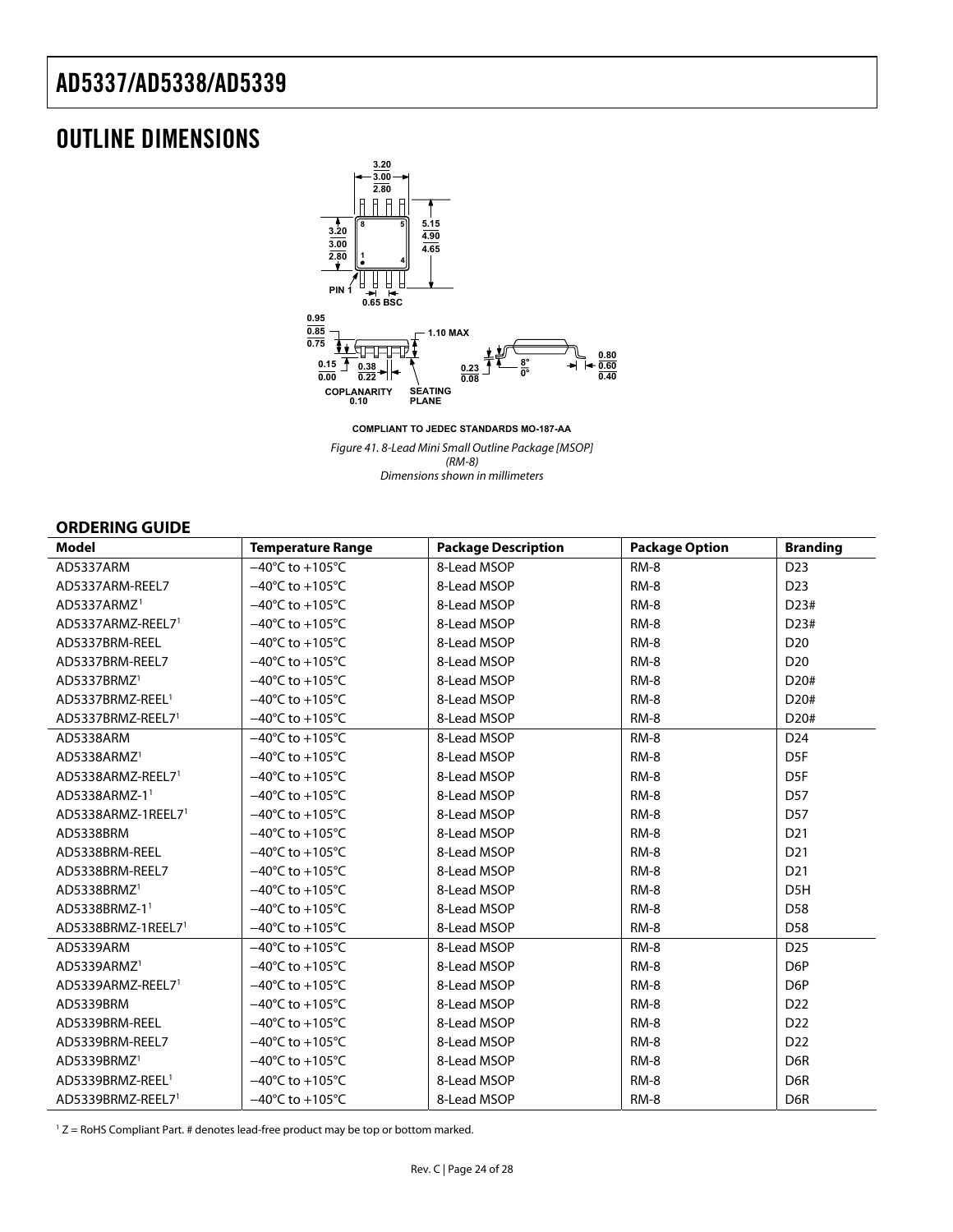# OUTLINE DIMENSIONS

COMPLIANT TO JEDEC STANDARDS MO-187-AA

*Figure 41. 8-Lead Mini Small Outline Package [MSOP] (RM-8) Dimensions shown in millimeters*

## ORDERING GUIDE

| Model | Temperature Range | Package Description | Package Option | Branding |
|---|---|---|---|---|
| AD5337ARM | −40°C to +105°C | 8-Lead MSOP | RM-8 | D23 |
| AD5337ARM-REEL7 | −40°C to +105°C | 8-Lead MSOP | RM-8 | D23 |
| AD5337ARMZ[1] | −40°C to +105°C | 8-Lead MSOP | RM-8 | D23# |
| AD5337ARMZ-REEL7[1] | −40°C to +105°C | 8-Lead MSOP | RM-8 | D23# |
| AD5337BRM-REEL | −40°C to +105°C | 8-Lead MSOP | RM-8 | D20 |
| AD5337BRM-REEL7 | −40°C to +105°C | 8-Lead MSOP | RM-8 | D20 |
| AD5337BRMZ[1] | −40°C to +105°C | 8-Lead MSOP | RM-8 | D20# |
| AD5337BRMZ-REEL[1] | −40°C to +105°C | 8-Lead MSOP | RM-8 | D20# |
| AD5337BRMZ-REEL7[1] | −40°C to +105°C | 8-Lead MSOP | RM-8 | D20# |
| AD5338ARM | −40°C to +105°C | 8-Lead MSOP | RM-8 | D24 |
| AD5338ARMZ[1] | −40°C to +105°C | 8-Lead MSOP | RM-8 | D5F |
| AD5338ARMZ-REEL7[1] | −40°C to +105°C | 8-Lead MSOP | RM-8 | D5F |
| AD5338ARMZ-1[1] | −40°C to +105°C | 8-Lead MSOP | RM-8 | D57 |
| AD5338ARMZ-1REEL7[1] | −40°C to +105°C | 8-Lead MSOP | RM-8 | D57 |
| AD5338BRM | −40°C to +105°C | 8-Lead MSOP | RM-8 | D21 |
| AD5338BRM-REEL | −40°C to +105°C | 8-Lead MSOP | RM-8 | D21 |
| AD5338BRM-REEL7 | −40°C to +105°C | 8-Lead MSOP | RM-8 | D21 |
| AD5338BRMZ[1] | −40°C to +105°C | 8-Lead MSOP | RM-8 | D5H |
| AD5338BRMZ-1[1] | −40°C to +105°C | 8-Lead MSOP | RM-8 | D58 |
| AD5338BRMZ-1REEL7[1] | −40°C to +105°C | 8-Lead MSOP | RM-8 | D58 |
| AD5339ARM | −40°C to +105°C | 8-Lead MSOP | RM-8 | D25 |
| AD5339ARMZ[1] | −40°C to +105°C | 8-Lead MSOP | RM-8 | D6P |
| AD5339ARMZ-REEL7[1] | −40°C to +105°C | 8-Lead MSOP | RM-8 | D6P |
| AD5339BRM | −40°C to +105°C | 8-Lead MSOP | RM-8 | D22 |
| AD5339BRM-REEL | −40°C to +105°C | 8-Lead MSOP | RM-8 | D22 |
| AD5339BRM-REEL7 | −40°C to +105°C | 8-Lead MSOP | RM-8 | D22 |
| AD5339BRMZ[1] | −40°C to +105°C | 8-Lead MSOP | RM-8 | D6R |
| AD5339BRMZ-REEL[1] | −40°C to +105°C | 8-Lead MSOP | RM-8 | D6R |
| AD5339BRMZ-REEL7[1] | −40°C to +105°C | 8-Lead MSOP | RM-8 | D6R |

[1] Z = RoHS Compliant Part. # denotes lead-free product may be top or bottom marked.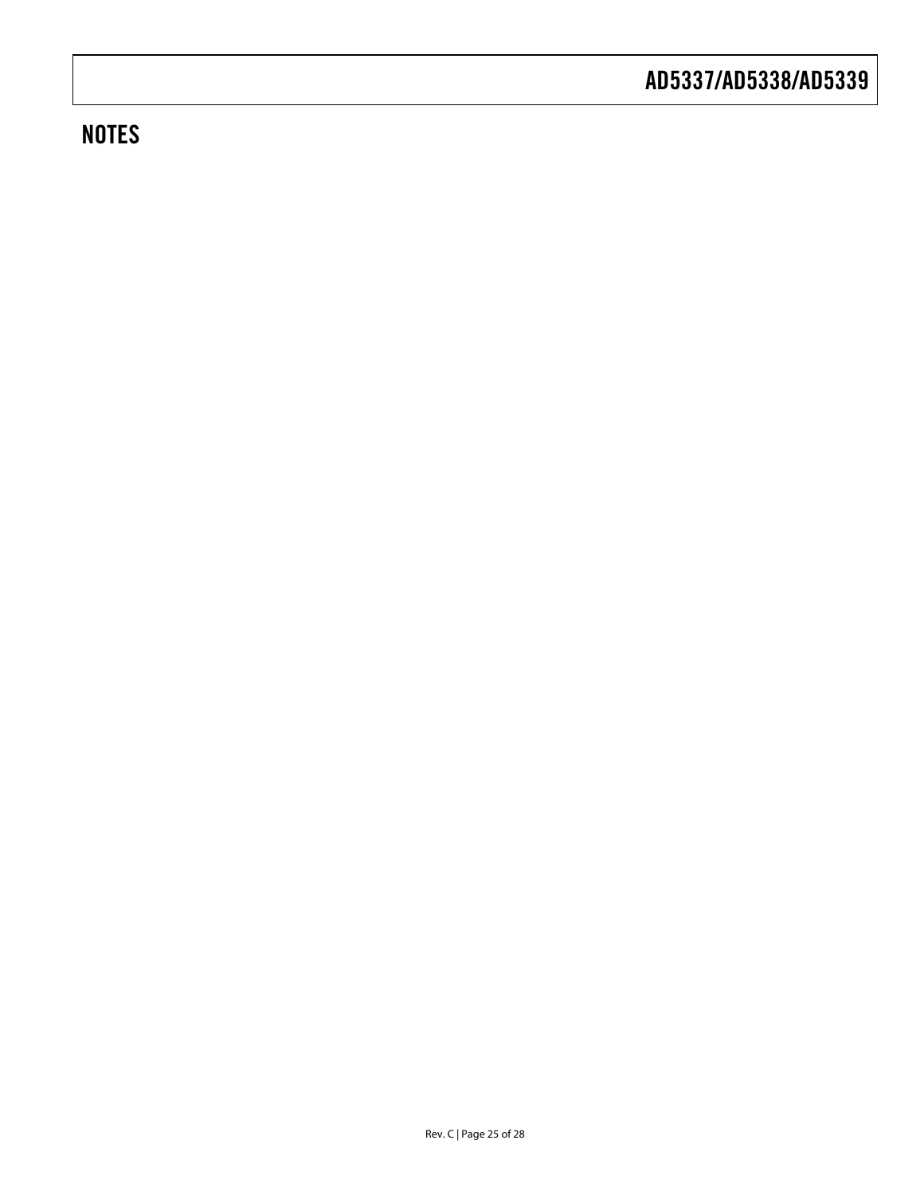## NOTES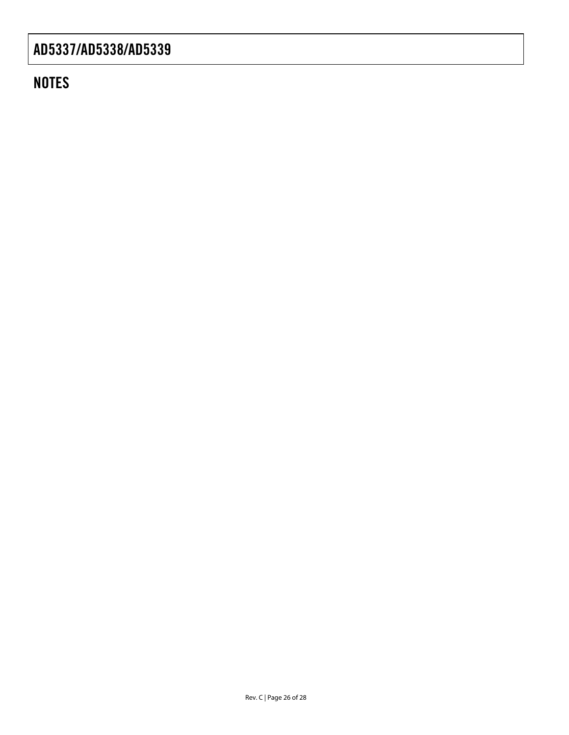## NOTES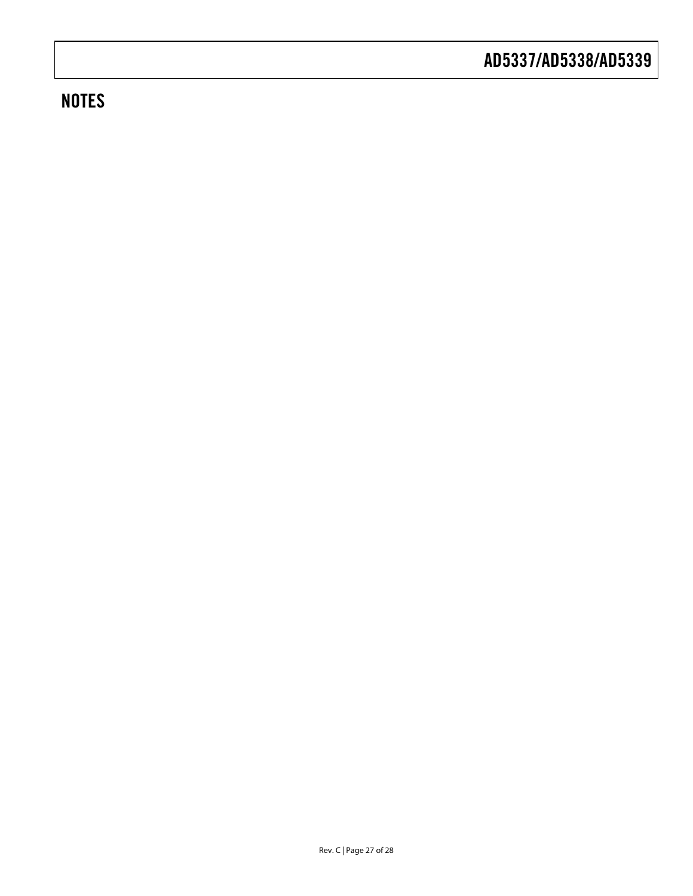## NOTES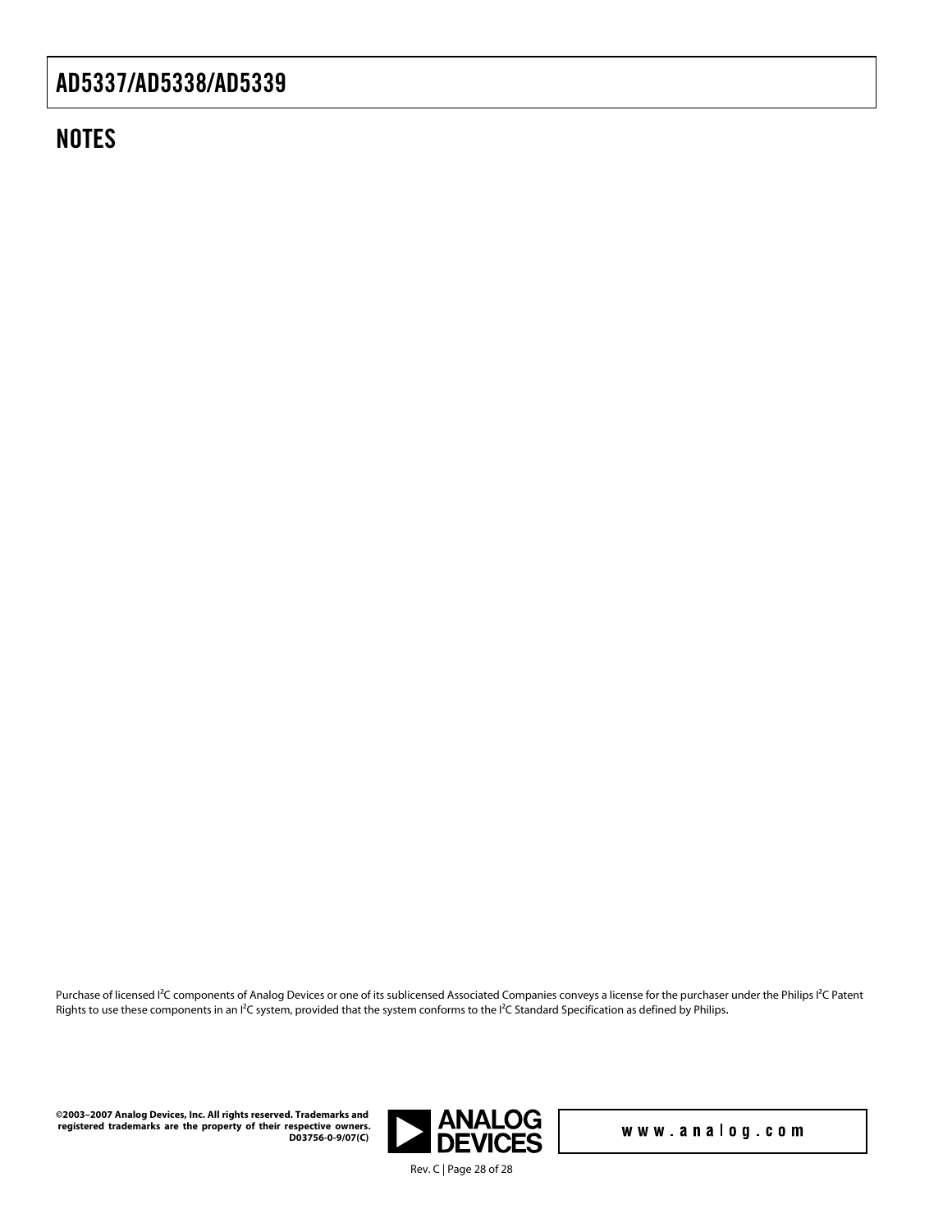## NOTES

Purchase of licensed I$^2$C components of Analog Devices or one of its sublicensed Associated Companies conveys a license for the purchaser under the Philips I$^2$C Patent Rights to use these components in an I$^2$C system, provided that the system conforms to the I$^2$C Standard Specification as defined by Philips.

**©2003–2007 Analog Devices, Inc. All rights reserved. Trademarks and registered trademarks are the property of their respective owners. D03756-0-9/07(C)**

ANALOG DEVICES

www.analog.com